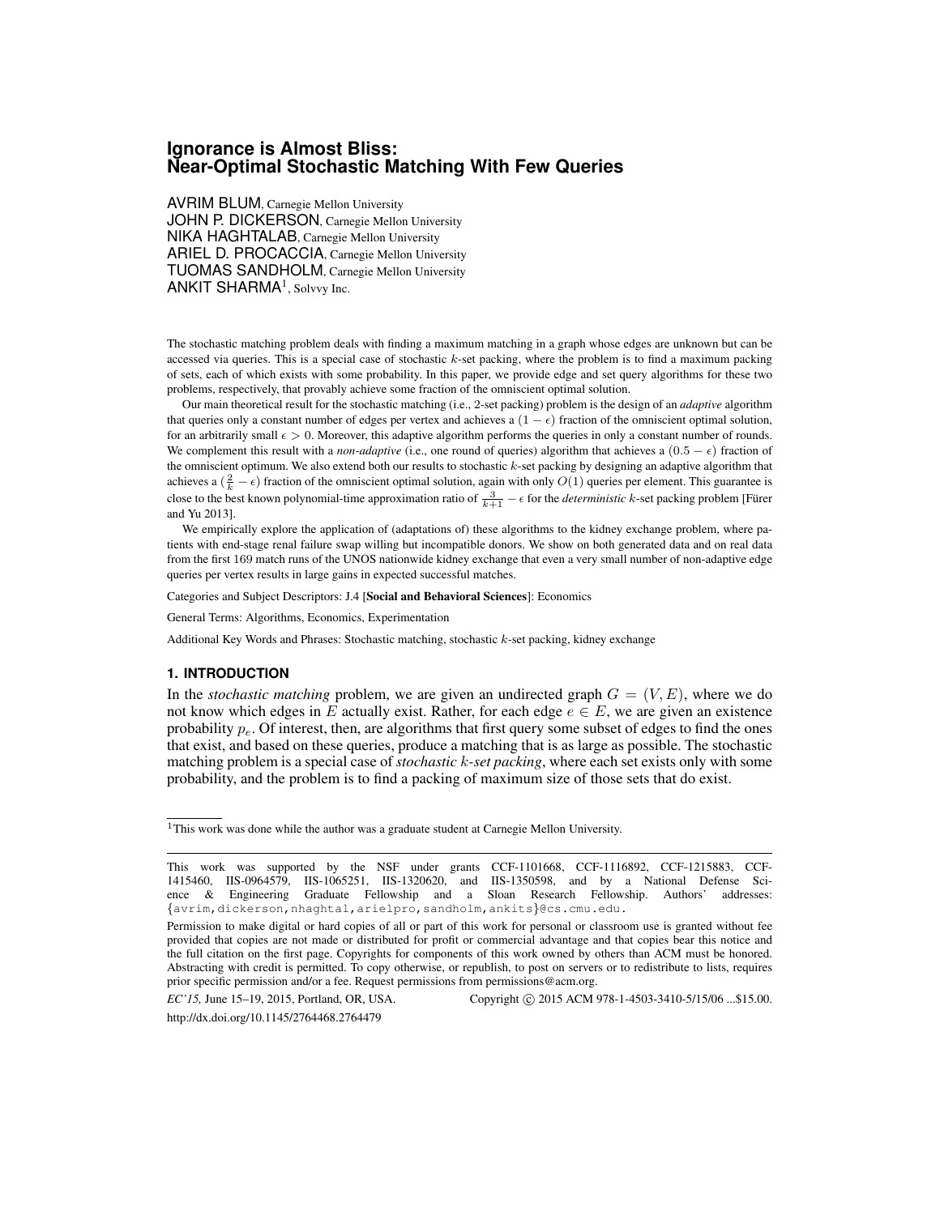# Ignorance is Almost Bliss: Near-Optimal Stochastic Matching With Few Queries

AVRIM BLUM, Carnegie Mellon University
JOHN P. DICKERSON, Carnegie Mellon University
NIKA HAGHTALAB, Carnegie Mellon University
ARIEL D. PROCACCIA, Carnegie Mellon University
TUOMAS SANDHOLM, Carnegie Mellon University
ANKIT SHARMA[1], Solvvy Inc.

The stochastic matching problem deals with finding a maximum matching in a graph whose edges are unknown but can be accessed via queries. This is a special case of stochastic $k$-set packing, where the problem is to find a maximum packing of sets, each of which exists with some probability. In this paper, we provide edge and set query algorithms for these two problems, respectively, that provably achieve some fraction of the omniscient optimal solution.

Our main theoretical result for the stochastic matching (i.e., 2-set packing) problem is the design of an *adaptive* algorithm that queries only a constant number of edges per vertex and achieves a $(1 - \epsilon)$ fraction of the omniscient optimal solution, for an arbitrarily small $\epsilon > 0$. Moreover, this adaptive algorithm performs the queries in only a constant number of rounds. We complement this result with a *non-adaptive* (i.e., one round of queries) algorithm that achieves a $(0.5 - \epsilon)$ fraction of the omniscient optimum. We also extend both our results to stochastic $k$-set packing by designing an adaptive algorithm that achieves a $(\frac{2}{k} - \epsilon)$ fraction of the omniscient optimal solution, again with only $O(1)$ queries per element. This guarantee is close to the best known polynomial-time approximation ratio of $\frac{3}{k+1} - \epsilon$ for the *deterministic* $k$-set packing problem [Fürer and Yu 2013].

We empirically explore the application of (adaptations of) these algorithms to the kidney exchange problem, where patients with end-stage renal failure swap willing but incompatible donors. We show on both generated data and on real data from the first 169 match runs of the UNOS nationwide kidney exchange that even a very small number of non-adaptive edge queries per vertex results in large gains in expected successful matches.

Categories and Subject Descriptors: J.4 [**Social and Behavioral Sciences**]: Economics

General Terms: Algorithms, Economics, Experimentation

Additional Key Words and Phrases: Stochastic matching, stochastic $k$-set packing, kidney exchange

## 1. INTRODUCTION

In the *stochastic matching* problem, we are given an undirected graph $G = (V, E)$, where we do not know which edges in $E$ actually exist. Rather, for each edge $e \in E$, we are given an existence probability $p_e$. Of interest, then, are algorithms that first query some subset of edges to find the ones that exist, and based on these queries, produce a matching that is as large as possible. The stochastic matching problem is a special case of *stochastic $k$-set packing*, where each set exists only with some probability, and the problem is to find a packing of maximum size of those sets that do exist.

[1]This work was done while the author was a graduate student at Carnegie Mellon University.

This work was supported by the NSF under grants CCF-1101668, CCF-1116892, CCF-1215883, CCF-1415460, IIS-0964579, IIS-1065251, IIS-1320620, and IIS-1350598, and by a National Defense Science & Engineering Graduate Fellowship and a Sloan Research Fellowship. Authors' addresses: {avrim,dickerson,nhaghtal,arielpro,sandholm,ankits}@cs.cmu.edu.

Permission to make digital or hard copies of all or part of this work for personal or classroom use is granted without fee provided that copies are not made or distributed for profit or commercial advantage and that copies bear this notice and the full citation on the first page. Copyrights for components of this work owned by others than ACM must be honored. Abstracting with credit is permitted. To copy otherwise, or republish, to post on servers or to redistribute to lists, requires prior specific permission and/or a fee. Request permissions from permissions@acm.org.

*EC'15,* June 15–19, 2015, Portland, OR, USA. Copyright © 2015 ACM 978-1-4503-3410-5/15/06 ...$15.00.
http://dx.doi.org/10.1145/2764468.2764479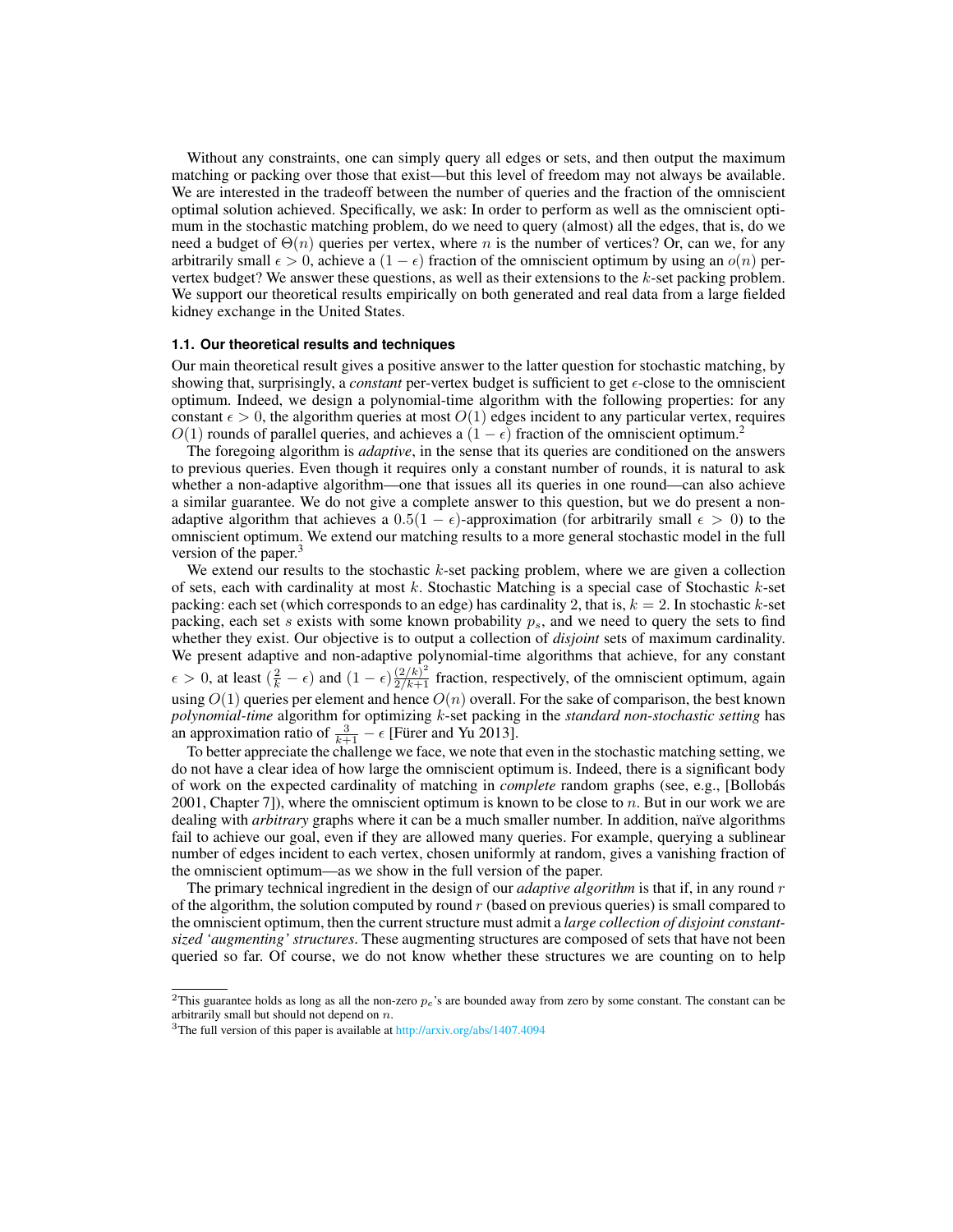Without any constraints, one can simply query all edges or sets, and then output the maximum matching or packing over those that exist—but this level of freedom may not always be available. We are interested in the tradeoff between the number of queries and the fraction of the omniscient optimal solution achieved. Specifically, we ask: In order to perform as well as the omniscient optimum in the stochastic matching problem, do we need to query (almost) all the edges, that is, do we need a budget of $\Theta(n)$ queries per vertex, where $n$ is the number of vertices? Or, can we, for any arbitrarily small $\epsilon > 0$, achieve a $(1 - \epsilon)$ fraction of the omniscient optimum by using an $o(n)$ per-vertex budget? We answer these questions, as well as their extensions to the $k$-set packing problem. We support our theoretical results empirically on both generated and real data from a large fielded kidney exchange in the United States.

### 1.1. Our theoretical results and techniques

Our main theoretical result gives a positive answer to the latter question for stochastic matching, by showing that, surprisingly, a *constant* per-vertex budget is sufficient to get $\epsilon$-close to the omniscient optimum. Indeed, we design a polynomial-time algorithm with the following properties: for any constant $\epsilon > 0$, the algorithm queries at most $O(1)$ edges incident to any particular vertex, requires $O(1)$ rounds of parallel queries, and achieves a $(1 - \epsilon)$ fraction of the omniscient optimum.[2]

The foregoing algorithm is *adaptive*, in the sense that its queries are conditioned on the answers to previous queries. Even though it requires only a constant number of rounds, it is natural to ask whether a non-adaptive algorithm—one that issues all its queries in one round—can also achieve a similar guarantee. We do not give a complete answer to this question, but we do present a non-adaptive algorithm that achieves a $0.5(1 - \epsilon)$-approximation (for arbitrarily small $\epsilon > 0$) to the omniscient optimum. We extend our matching results to a more general stochastic model in the full version of the paper.[3]

We extend our results to the stochastic $k$-set packing problem, where we are given a collection of sets, each with cardinality at most $k$. Stochastic Matching is a special case of Stochastic $k$-set packing: each set (which corresponds to an edge) has cardinality 2, that is, $k = 2$. In stochastic $k$-set packing, each set $s$ exists with some known probability $p_s$, and we need to query the sets to find whether they exist. Our objective is to output a collection of *disjoint* sets of maximum cardinality. We present adaptive and non-adaptive polynomial-time algorithms that achieve, for any constant $\epsilon > 0$, at least $(\frac{2}{k} - \epsilon)$ and $(1 - \epsilon)\frac{(2/k)^2}{2/k+1}$ fraction, respectively, of the omniscient optimum, again using $O(1)$ queries per element and hence $O(n)$ overall. For the sake of comparison, the best known *polynomial-time* algorithm for optimizing $k$-set packing in the *standard non-stochastic setting* has an approximation ratio of $\frac{3}{k+1} - \epsilon$ [Fürer and Yu 2013].

To better appreciate the challenge we face, we note that even in the stochastic matching setting, we do not have a clear idea of how large the omniscient optimum is. Indeed, there is a significant body of work on the expected cardinality of matching in *complete* random graphs (see, e.g., [Bollobás 2001, Chapter 7]), where the omniscient optimum is known to be close to $n$. But in our work we are dealing with *arbitrary* graphs where it can be a much smaller number. In addition, naïve algorithms fail to achieve our goal, even if they are allowed many queries. For example, querying a sublinear number of edges incident to each vertex, chosen uniformly at random, gives a vanishing fraction of the omniscient optimum—as we show in the full version of the paper.

The primary technical ingredient in the design of our *adaptive algorithm* is that if, in any round $r$ of the algorithm, the solution computed by round $r$ (based on previous queries) is small compared to the omniscient optimum, then the current structure must admit a *large collection of disjoint constant-sized 'augmenting' structures*. These augmenting structures are composed of sets that have not been queried so far. Of course, we do not know whether these structures we are counting on to help

[2] This guarantee holds as long as all the non-zero $p_e$'s are bounded away from zero by some constant. The constant can be arbitrarily small but should not depend on $n$.

[3] The full version of this paper is available at http://arxiv.org/abs/1407.4094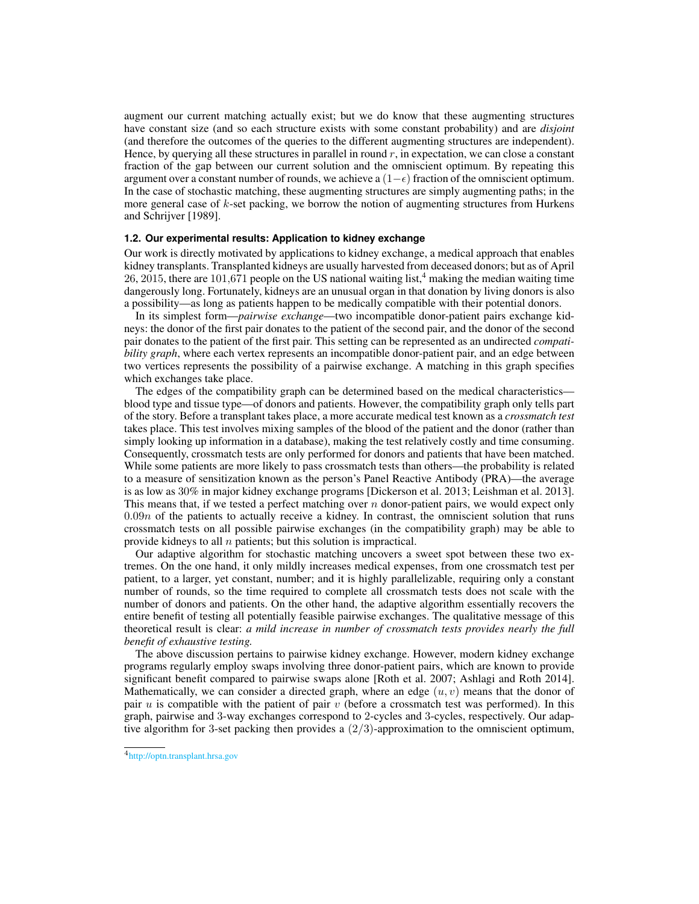augment our current matching actually exist; but we do know that these augmenting structures have constant size (and so each structure exists with some constant probability) and are *disjoint* (and therefore the outcomes of the queries to the different augmenting structures are independent). Hence, by querying all these structures in parallel in round $r$, in expectation, we can close a constant fraction of the gap between our current solution and the omniscient optimum. By repeating this argument over a constant number of rounds, we achieve a $(1-\epsilon)$ fraction of the omniscient optimum. In the case of stochastic matching, these augmenting structures are simply augmenting paths; in the more general case of $k$-set packing, we borrow the notion of augmenting structures from Hurkens and Schrijver [1989].

### 1.2. Our experimental results: Application to kidney exchange

Our work is directly motivated by applications to kidney exchange, a medical approach that enables kidney transplants. Transplanted kidneys are usually harvested from deceased donors; but as of April 26, 2015, there are 101,671 people on the US national waiting list,[4] making the median waiting time dangerously long. Fortunately, kidneys are an unusual organ in that donation by living donors is also a possibility—as long as patients happen to be medically compatible with their potential donors.

In its simplest form—*pairwise exchange*—two incompatible donor-patient pairs exchange kidneys: the donor of the first pair donates to the patient of the second pair, and the donor of the second pair donates to the patient of the first pair. This setting can be represented as an undirected *compatibility graph*, where each vertex represents an incompatible donor-patient pair, and an edge between two vertices represents the possibility of a pairwise exchange. A matching in this graph specifies which exchanges take place.

The edges of the compatibility graph can be determined based on the medical characteristics—blood type and tissue type—of donors and patients. However, the compatibility graph only tells part of the story. Before a transplant takes place, a more accurate medical test known as a *crossmatch test* takes place. This test involves mixing samples of the blood of the patient and the donor (rather than simply looking up information in a database), making the test relatively costly and time consuming. Consequently, crossmatch tests are only performed for donors and patients that have been matched. While some patients are more likely to pass crossmatch tests than others—the probability is related to a measure of sensitization known as the person's Panel Reactive Antibody (PRA)—the average is as low as 30% in major kidney exchange programs [Dickerson et al. 2013; Leishman et al. 2013]. This means that, if we tested a perfect matching over $n$ donor-patient pairs, we would expect only $0.09n$ of the patients to actually receive a kidney. In contrast, the omniscient solution that runs crossmatch tests on all possible pairwise exchanges (in the compatibility graph) may be able to provide kidneys to all $n$ patients; but this solution is impractical.

Our adaptive algorithm for stochastic matching uncovers a sweet spot between these two extremes. On the one hand, it only mildly increases medical expenses, from one crossmatch test per patient, to a larger, yet constant, number; and it is highly parallelizable, requiring only a constant number of rounds, so the time required to complete all crossmatch tests does not scale with the number of donors and patients. On the other hand, the adaptive algorithm essentially recovers the entire benefit of testing all potentially feasible pairwise exchanges. The qualitative message of this theoretical result is clear: *a mild increase in number of crossmatch tests provides nearly the full benefit of exhaustive testing.*

The above discussion pertains to pairwise kidney exchange. However, modern kidney exchange programs regularly employ swaps involving three donor-patient pairs, which are known to provide significant benefit compared to pairwise swaps alone [Roth et al. 2007; Ashlagi and Roth 2014]. Mathematically, we can consider a directed graph, where an edge $(u, v)$ means that the donor of pair $u$ is compatible with the patient of pair $v$ (before a crossmatch test was performed). In this graph, pairwise and 3-way exchanges correspond to 2-cycles and 3-cycles, respectively. Our adaptive algorithm for 3-set packing then provides a $(2/3)$-approximation to the omniscient optimum,

[4] http://optn.transplant.hrsa.gov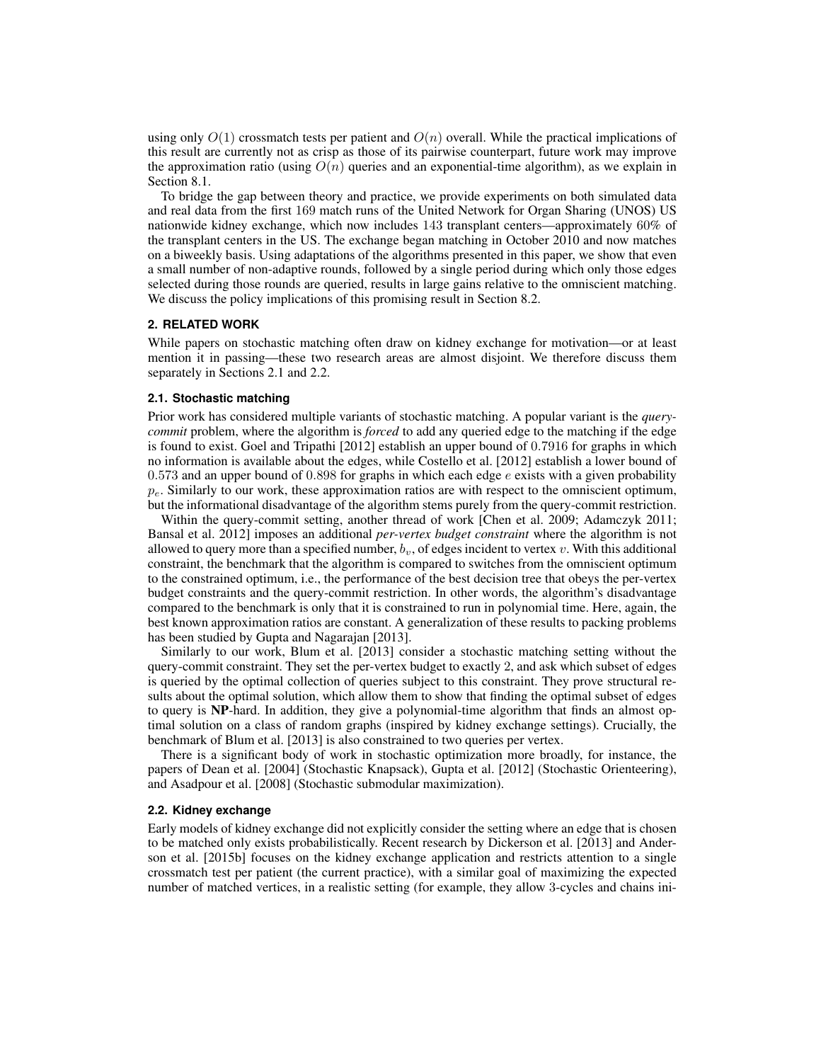using only $O(1)$ crossmatch tests per patient and $O(n)$ overall. While the practical implications of this result are currently not as crisp as those of its pairwise counterpart, future work may improve the approximation ratio (using $O(n)$ queries and an exponential-time algorithm), as we explain in Section 8.1.

To bridge the gap between theory and practice, we provide experiments on both simulated data and real data from the first 169 match runs of the United Network for Organ Sharing (UNOS) US nationwide kidney exchange, which now includes 143 transplant centers—approximately 60% of the transplant centers in the US. The exchange began matching in October 2010 and now matches on a biweekly basis. Using adaptations of the algorithms presented in this paper, we show that even a small number of non-adaptive rounds, followed by a single period during which only those edges selected during those rounds are queried, results in large gains relative to the omniscient matching. We discuss the policy implications of this promising result in Section 8.2.

## 2. RELATED WORK

While papers on stochastic matching often draw on kidney exchange for motivation—or at least mention it in passing—these two research areas are almost disjoint. We therefore discuss them separately in Sections 2.1 and 2.2.

### 2.1. Stochastic matching

Prior work has considered multiple variants of stochastic matching. A popular variant is the *query-commit* problem, where the algorithm is *forced* to add any queried edge to the matching if the edge is found to exist. Goel and Tripathi [2012] establish an upper bound of 0.7916 for graphs in which no information is available about the edges, while Costello et al. [2012] establish a lower bound of 0.573 and an upper bound of 0.898 for graphs in which each edge $e$ exists with a given probability $p_e$. Similarly to our work, these approximation ratios are with respect to the omniscient optimum, but the informational disadvantage of the algorithm stems purely from the query-commit restriction.

Within the query-commit setting, another thread of work [Chen et al. 2009; Adamczyk 2011; Bansal et al. 2012] imposes an additional *per-vertex budget constraint* where the algorithm is not allowed to query more than a specified number, $b_v$, of edges incident to vertex $v$. With this additional constraint, the benchmark that the algorithm is compared to switches from the omniscient optimum to the constrained optimum, i.e., the performance of the best decision tree that obeys the per-vertex budget constraints and the query-commit restriction. In other words, the algorithm's disadvantage compared to the benchmark is only that it is constrained to run in polynomial time. Here, again, the best known approximation ratios are constant. A generalization of these results to packing problems has been studied by Gupta and Nagarajan [2013].

Similarly to our work, Blum et al. [2013] consider a stochastic matching setting without the query-commit constraint. They set the per-vertex budget to exactly 2, and ask which subset of edges is queried by the optimal collection of queries subject to this constraint. They prove structural results about the optimal solution, which allow them to show that finding the optimal subset of edges to query is **NP**-hard. In addition, they give a polynomial-time algorithm that finds an almost optimal solution on a class of random graphs (inspired by kidney exchange settings). Crucially, the benchmark of Blum et al. [2013] is also constrained to two queries per vertex.

There is a significant body of work in stochastic optimization more broadly, for instance, the papers of Dean et al. [2004] (Stochastic Knapsack), Gupta et al. [2012] (Stochastic Orienteering), and Asadpour et al. [2008] (Stochastic submodular maximization).

### 2.2. Kidney exchange

Early models of kidney exchange did not explicitly consider the setting where an edge that is chosen to be matched only exists probabilistically. Recent research by Dickerson et al. [2013] and Anderson et al. [2015b] focuses on the kidney exchange application and restricts attention to a single crossmatch test per patient (the current practice), with a similar goal of maximizing the expected number of matched vertices, in a realistic setting (for example, they allow 3-cycles and chains ini-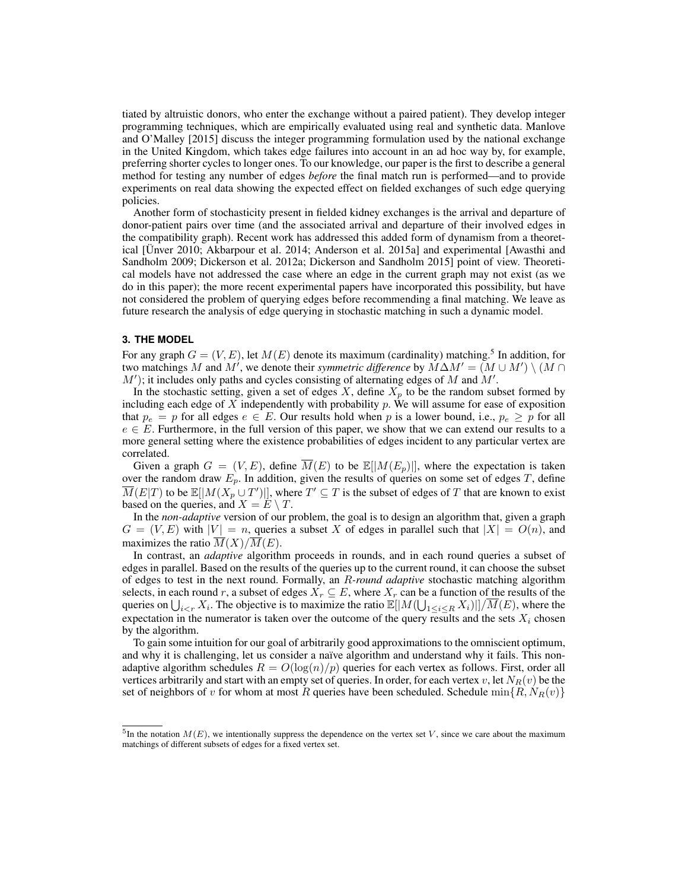tiated by altruistic donors, who enter the exchange without a paired patient). They develop integer programming techniques, which are empirically evaluated using real and synthetic data. Manlove and O'Malley [2015] discuss the integer programming formulation used by the national exchange in the United Kingdom, which takes edge failures into account in an ad hoc way by, for example, preferring shorter cycles to longer ones. To our knowledge, our paper is the first to describe a general method for testing any number of edges *before* the final match run is performed—and to provide experiments on real data showing the expected effect on fielded exchanges of such edge querying policies.

Another form of stochasticity present in fielded kidney exchanges is the arrival and departure of donor-patient pairs over time (and the associated arrival and departure of their involved edges in the compatibility graph). Recent work has addressed this added form of dynamism from a theoretical [Ünver 2010; Akbarpour et al. 2014; Anderson et al. 2015a] and experimental [Awasthi and Sandholm 2009; Dickerson et al. 2012a; Dickerson and Sandholm 2015] point of view. Theoretical models have not addressed the case where an edge in the current graph may not exist (as we do in this paper); the more recent experimental papers have incorporated this possibility, but have not considered the problem of querying edges before recommending a final matching. We leave as future research the analysis of edge querying in stochastic matching in such a dynamic model.

## 3. THE MODEL

For any graph $G = (V, E)$, let $M(E)$ denote its maximum (cardinality) matching.[5] In addition, for two matchings $M$ and $M'$, we denote their *symmetric difference* by $M \Delta M' = (M \cup M') \setminus (M \cap M')$; it includes only paths and cycles consisting of alternating edges of $M$ and $M'$.

In the stochastic setting, given a set of edges $X$, define $X_p$ to be the random subset formed by including each edge of $X$ independently with probability $p$. We will assume for ease of exposition that $p_e = p$ for all edges $e \in E$. Our results hold when $p$ is a lower bound, i.e., $p_e \geq p$ for all $e \in E$. Furthermore, in the full version of this paper, we show that we can extend our results to a more general setting where the existence probabilities of edges incident to any particular vertex are correlated.

Given a graph $G = (V, E)$, define $\overline{M}(E)$ to be $\mathbb{E}[|M(E_p)|]$, where the expectation is taken over the random draw $E_p$. In addition, given the results of queries on some set of edges $T$, define $\overline{M}(E|T)$ to be $\mathbb{E}[|M(X_p \cup T')|]$, where $T' \subseteq T$ is the subset of edges of $T$ that are known to exist based on the queries, and $X = E \setminus T$.

In the *non-adaptive* version of our problem, the goal is to design an algorithm that, given a graph $G = (V, E)$ with $|V| = n$, queries a subset $X$ of edges in parallel such that $|X| = O(n)$, and maximizes the ratio $\overline{M}(X)/\overline{M}(E)$.

In contrast, an *adaptive* algorithm proceeds in rounds, and in each round queries a subset of edges in parallel. Based on the results of the queries up to the current round, it can choose the subset of edges to test in the next round. Formally, an *R-round adaptive* stochastic matching algorithm selects, in each round $r$, a subset of edges $X_r \subseteq E$, where $X_r$ can be a function of the results of the queries on $\bigcup_{i<r} X_i$. The objective is to maximize the ratio $\mathbb{E}[|M(\bigcup_{1 \leq i \leq R} X_i)|]/\overline{M}(E)$, where the expectation in the numerator is taken over the outcome of the query results and the sets $X_i$ chosen by the algorithm.

To gain some intuition for our goal of arbitrarily good approximations to the omniscient optimum, and why it is challenging, let us consider a naïve algorithm and understand why it fails. This non-adaptive algorithm schedules $R = O(\log(n)/p)$ queries for each vertex as follows. First, order all vertices arbitrarily and start with an empty set of queries. In order, for each vertex $v$, let $N_R(v)$ be the set of neighbors of $v$ for whom at most $R$ queries have been scheduled. Schedule $\min\{R, N_R(v)\}$

[5] In the notation $M(E)$, we intentionally suppress the dependence on the vertex set $V$, since we care about the maximum matchings of different subsets of edges for a fixed vertex set.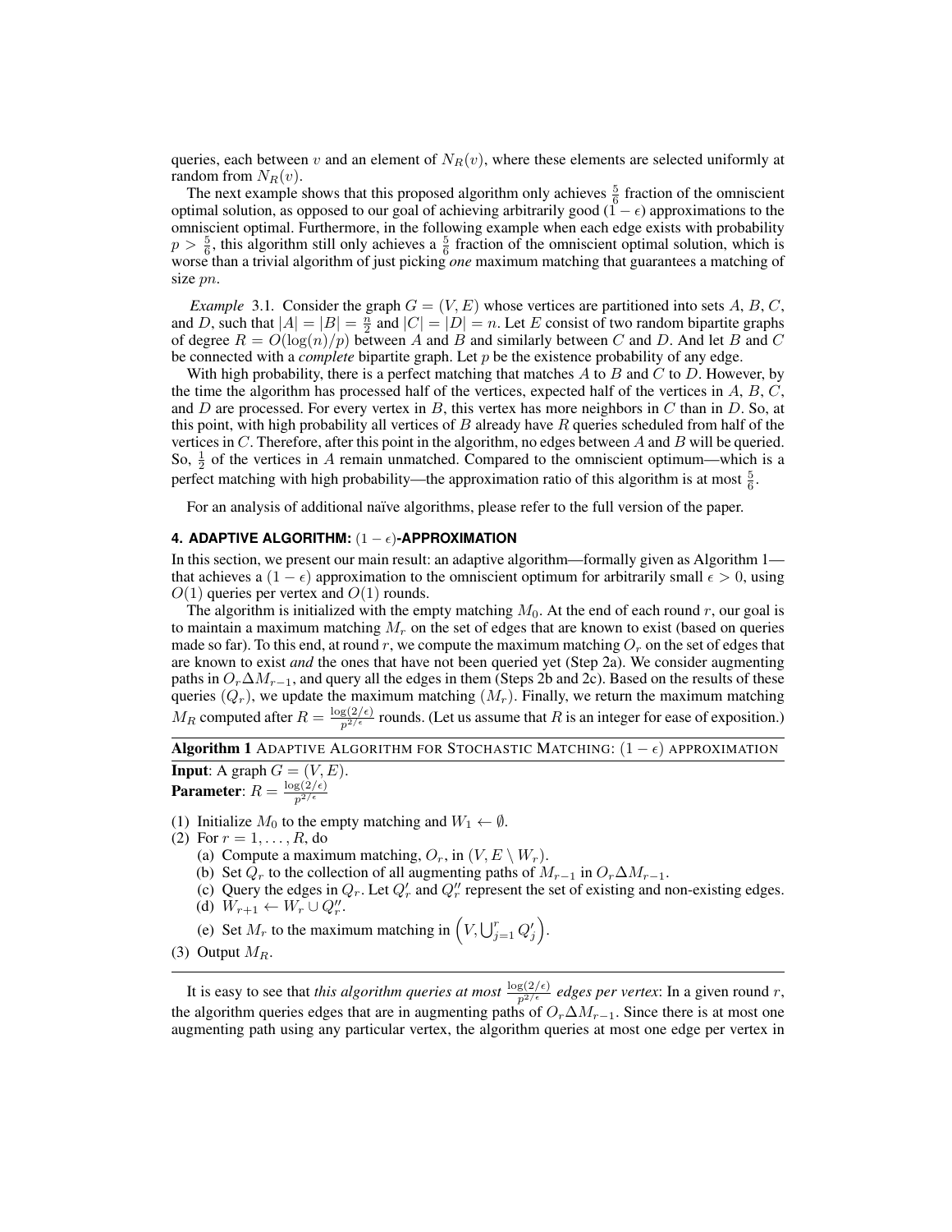queries, each between $v$ and an element of $N_R(v)$, where these elements are selected uniformly at random from $N_R(v)$.

The next example shows that this proposed algorithm only achieves $\frac{5}{6}$ fraction of the omniscient optimal solution, as opposed to our goal of achieving arbitrarily good $(1 - \epsilon)$ approximations to the omniscient optimal. Furthermore, in the following example when each edge exists with probability $p > \frac{5}{6}$, this algorithm still only achieves a $\frac{5}{6}$ fraction of the omniscient optimal solution, which is worse than a trivial algorithm of just picking *one* maximum matching that guarantees a matching of size $pn$.

*Example* 3.1. Consider the graph $G = (V, E)$ whose vertices are partitioned into sets $A$, $B$, $C$, and $D$, such that $|A| = |B| = \frac{n}{2}$ and $|C| = |D| = n$. Let $E$ consist of two random bipartite graphs of degree $R = O(\log(n)/p)$ between $A$ and $B$ and similarly between $C$ and $D$. And let $B$ and $C$ be connected with a *complete* bipartite graph. Let $p$ be the existence probability of any edge.

With high probability, there is a perfect matching that matches $A$ to $B$ and $C$ to $D$. However, by the time the algorithm has processed half of the vertices, expected half of the vertices in $A$, $B$, $C$, and $D$ are processed. For every vertex in $B$, this vertex has more neighbors in $C$ than in $D$. So, at this point, with high probability all vertices of $B$ already have $R$ queries scheduled from half of the vertices in $C$. Therefore, after this point in the algorithm, no edges between $A$ and $B$ will be queried. So, $\frac{1}{2}$ of the vertices in $A$ remain unmatched. Compared to the omniscient optimum—which is a perfect matching with high probability—the approximation ratio of this algorithm is at most $\frac{5}{6}$.

For an analysis of additional naïve algorithms, please refer to the full version of the paper.

## 4. ADAPTIVE ALGORITHM: $(1 - \epsilon)$-APPROXIMATION

In this section, we present our main result: an adaptive algorithm—formally given as Algorithm 1—that achieves a $(1 - \epsilon)$ approximation to the omniscient optimum for arbitrarily small $\epsilon > 0$, using $O(1)$ queries per vertex and $O(1)$ rounds.

The algorithm is initialized with the empty matching $M_0$. At the end of each round $r$, our goal is to maintain a maximum matching $M_r$ on the set of edges that are known to exist (based on queries made so far). To this end, at round $r$, we compute the maximum matching $O_r$ on the set of edges that are known to exist *and* the ones that have not been queried yet (Step 2a). We consider augmenting paths in $O_r \Delta M_{r-1}$, and query all the edges in them (Steps 2b and 2c). Based on the results of these queries ($Q_r$), we update the maximum matching ($M_r$). Finally, we return the maximum matching $M_R$ computed after $R = \frac{\log(2/\epsilon)}{p^{2/\epsilon}}$ rounds. (Let us assume that $R$ is an integer for ease of exposition.)

**Algorithm 1** ADAPTIVE ALGORITHM FOR STOCHASTIC MATCHING: $(1 - \epsilon)$ APPROXIMATION

**Input**: A graph $G = (V, E)$.
**Parameter**: $R = \frac{\log(2/\epsilon)}{p^{2/\epsilon}}$

(1) Initialize $M_0$ to the empty matching and $W_1 \leftarrow \emptyset$.
(2) For $r = 1, \ldots, R$, do
  (a) Compute a maximum matching, $O_r$, in $(V, E \setminus W_r)$.
  (b) Set $Q_r$ to the collection of all augmenting paths of $M_{r-1}$ in $O_r \Delta M_{r-1}$.
  (c) Query the edges in $Q_r$. Let $Q'_r$ and $Q''_r$ represent the set of existing and non-existing edges.
  (d) $W_{r+1} \leftarrow W_r \cup Q''_r$.
  (e) Set $M_r$ to the maximum matching in $\left(V, \bigcup_{j=1}^{r} Q'_j\right)$.
(3) Output $M_R$.

It is easy to see that *this algorithm queries at most* $\frac{\log(2/\epsilon)}{p^{2/\epsilon}}$ *edges per vertex*: In a given round $r$, the algorithm queries edges that are in augmenting paths of $O_r \Delta M_{r-1}$. Since there is at most one augmenting path using any particular vertex, the algorithm queries at most one edge per vertex in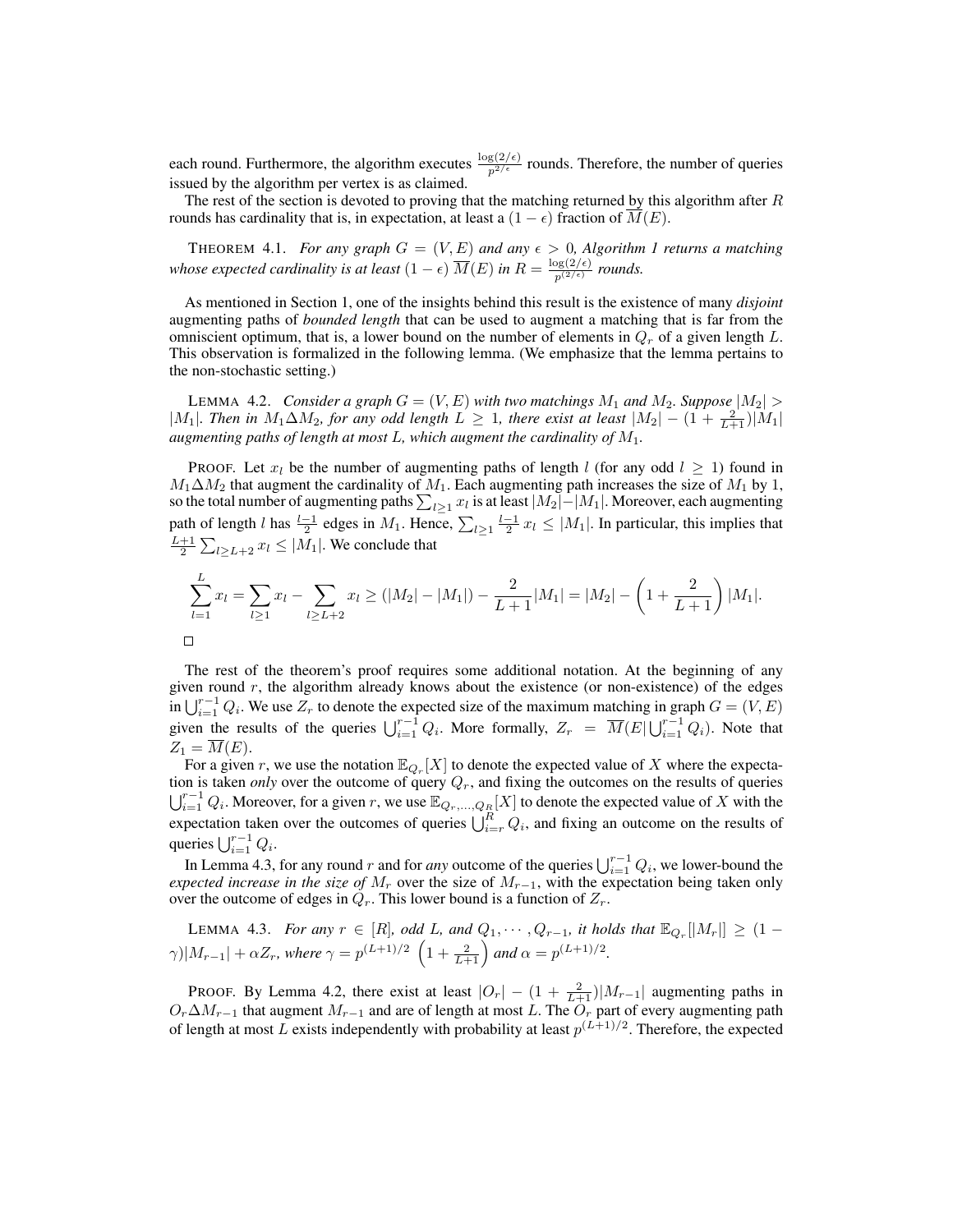each round. Furthermore, the algorithm executes $\frac{\log(2/\epsilon)}{p^{2/\epsilon}}$ rounds. Therefore, the number of queries issued by the algorithm per vertex is as claimed.

The rest of the section is devoted to proving that the matching returned by this algorithm after $R$ rounds has cardinality that is, in expectation, at least a $(1-\epsilon)$ fraction of $\overline{M}(E)$.

THEOREM 4.1. *For any graph $G = (V, E)$ and any $\epsilon > 0$, Algorithm 1 returns a matching whose expected cardinality is at least $(1-\epsilon)\ \overline{M}(E)$ in $R = \frac{\log(2/\epsilon)}{p^{(2/\epsilon)}}$ rounds.*

As mentioned in Section 1, one of the insights behind this result is the existence of many *disjoint* augmenting paths of *bounded length* that can be used to augment a matching that is far from the omniscient optimum, that is, a lower bound on the number of elements in $Q_r$ of a given length $L$. This observation is formalized in the following lemma. (We emphasize that the lemma pertains to the non-stochastic setting.)

LEMMA 4.2. *Consider a graph $G = (V, E)$ with two matchings $M_1$ and $M_2$. Suppose $|M_2| > |M_1|$. Then in $M_1 \Delta M_2$, for any odd length $L \geq 1$, there exist at least $|M_2| - (1 + \frac{2}{L+1})|M_1|$ augmenting paths of length at most $L$, which augment the cardinality of $M_1$.*

PROOF. Let $x_l$ be the number of augmenting paths of length $l$ (for any odd $l \geq 1$) found in $M_1 \Delta M_2$ that augment the cardinality of $M_1$. Each augmenting path increases the size of $M_1$ by 1, so the total number of augmenting paths $\sum_{l \geq 1} x_l$ is at least $|M_2| - |M_1|$. Moreover, each augmenting path of length $l$ has $\frac{l-1}{2}$ edges in $M_1$. Hence, $\sum_{l \geq 1} \frac{l-1}{2} x_l \leq |M_1|$. In particular, this implies that $\frac{L+1}{2} \sum_{l \geq L+2} x_l \leq |M_1|$. We conclude that

$$\sum_{l=1}^{L} x_l = \sum_{l \geq 1} x_l - \sum_{l \geq L+2} x_l \geq (|M_2| - |M_1|) - \frac{2}{L+1}|M_1| = |M_2| - \left(1 + \frac{2}{L+1}\right)|M_1|.$$

□

The rest of the theorem's proof requires some additional notation. At the beginning of any given round $r$, the algorithm already knows about the existence (or non-existence) of the edges in $\bigcup_{i=1}^{r-1} Q_i$. We use $Z_r$ to denote the expected size of the maximum matching in graph $G = (V, E)$ given the results of the queries $\bigcup_{i=1}^{r-1} Q_i$. More formally, $Z_r = \overline{M}(E|\bigcup_{i=1}^{r-1} Q_i)$. Note that $Z_1 = \overline{M}(E)$.

For a given $r$, we use the notation $\mathbb{E}_{Q_r}[X]$ to denote the expected value of $X$ where the expectation is taken *only* over the outcome of query $Q_r$, and fixing the outcomes on the results of queries $\bigcup_{i=1}^{r-1} Q_i$. Moreover, for a given $r$, we use $\mathbb{E}_{Q_r,\ldots,Q_R}[X]$ to denote the expected value of $X$ with the expectation taken over the outcomes of queries $\bigcup_{i=r}^{R} Q_i$, and fixing an outcome on the results of queries $\bigcup_{i=1}^{r-1} Q_i$.

In Lemma 4.3, for any round $r$ and for *any* outcome of the queries $\bigcup_{i=1}^{r-1} Q_i$, we lower-bound the *expected increase in the size of* $M_r$ over the size of $M_{r-1}$, with the expectation being taken only over the outcome of edges in $Q_r$. This lower bound is a function of $Z_r$.

LEMMA 4.3. *For any $r \in [R]$, odd $L$, and $Q_1, \cdots, Q_{r-1}$, it holds that $\mathbb{E}_{Q_r}[|M_r|] \geq (1 - \gamma)|M_{r-1}| + \alpha Z_r$, where $\gamma = p^{(L+1)/2}\left(1 + \frac{2}{L+1}\right)$ and $\alpha = p^{(L+1)/2}$.*

PROOF. By Lemma 4.2, there exist at least $|O_r| - (1 + \frac{2}{L+1})|M_{r-1}|$ augmenting paths in $O_r \Delta M_{r-1}$ that augment $M_{r-1}$ and are of length at most $L$. The $O_r$ part of every augmenting path of length at most $L$ exists independently with probability at least $p^{(L+1)/2}$. Therefore, the expected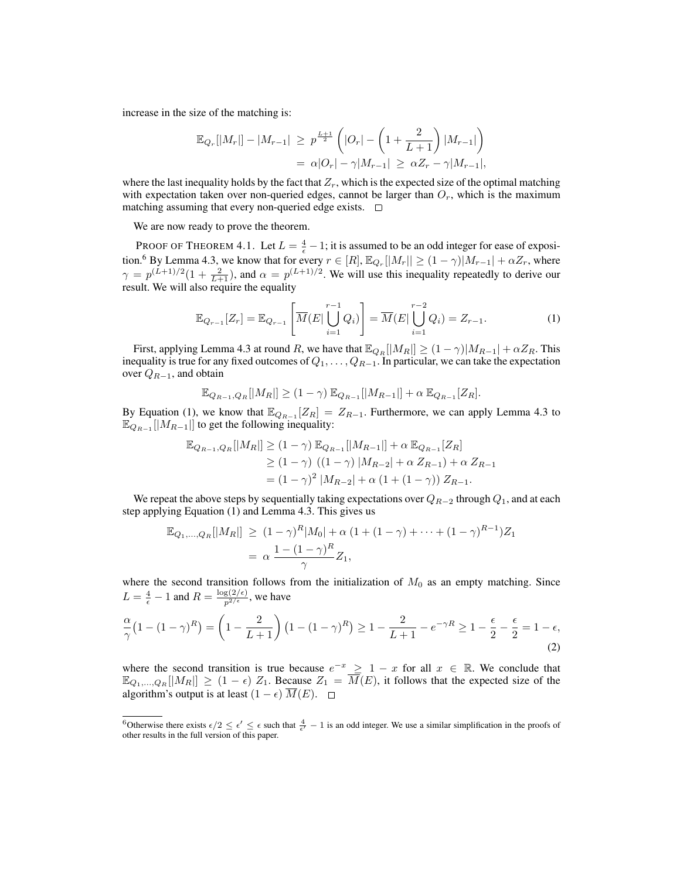increase in the size of the matching is:

$$\mathbb{E}_{Q_r}[|M_r|] - |M_{r-1}| \;\geq\; p^{\frac{L+1}{2}} \left( |O_r| - \left(1 + \frac{2}{L+1}\right)|M_{r-1}| \right)$$
$$= \alpha|O_r| - \gamma|M_{r-1}| \;\geq\; \alpha Z_r - \gamma|M_{r-1}|,$$

where the last inequality holds by the fact that $Z_r$, which is the expected size of the optimal matching with expectation taken over non-queried edges, cannot be larger than $O_r$, which is the maximum matching assuming that every non-queried edge exists. ☐

We are now ready to prove the theorem.

PROOF OF THEOREM 4.1. Let $L = \frac{4}{\epsilon} - 1$; it is assumed to be an odd integer for ease of exposition.[6] By Lemma 4.3, we know that for every $r \in [R]$, $\mathbb{E}_{Q_r}[|M_r|] \geq (1-\gamma)|M_{r-1}| + \alpha Z_r$, where $\gamma = p^{(L+1)/2}(1 + \frac{2}{L+1})$, and $\alpha = p^{(L+1)/2}$. We will use this inequality repeatedly to derive our result. We will also require the equality

$$\mathbb{E}_{Q_{r-1}}[Z_r] = \mathbb{E}_{Q_{r-1}}\left[\overline{M}(E|\bigcup_{i=1}^{r-1} Q_i)\right] = \overline{M}(E|\bigcup_{i=1}^{r-2} Q_i) = Z_{r-1}. \tag{1}$$

First, applying Lemma 4.3 at round $R$, we have that $\mathbb{E}_{Q_R}[|M_R|] \geq (1-\gamma)|M_{R-1}| + \alpha Z_R$. This inequality is true for any fixed outcomes of $Q_1, \dots, Q_{R-1}$. In particular, we can take the expectation over $Q_{R-1}$, and obtain

$$\mathbb{E}_{Q_{R-1},Q_R}[|M_R|] \geq (1-\gamma)\,\mathbb{E}_{Q_{R-1}}[|M_{R-1}|] + \alpha\,\mathbb{E}_{Q_{R-1}}[Z_R].$$

By Equation (1), we know that $\mathbb{E}_{Q_{R-1}}[Z_R] = Z_{R-1}$. Furthermore, we can apply Lemma 4.3 to $\mathbb{E}_{Q_{R-1}}[|M_{R-1}|]$ to get the following inequality:

$$\begin{aligned}
\mathbb{E}_{Q_{R-1},Q_R}[|M_R|] &\geq (1-\gamma)\,\mathbb{E}_{Q_{R-1}}[|M_{R-1}|] + \alpha\,\mathbb{E}_{Q_{R-1}}[Z_R] \\
&\geq (1-\gamma)\,\left((1-\gamma)\,|M_{R-2}| + \alpha\,Z_{R-1}\right) + \alpha\,Z_{R-1} \\
&= (1-\gamma)^2\,|M_{R-2}| + \alpha\,(1 + (1-\gamma))\,Z_{R-1}.
\end{aligned}$$

We repeat the above steps by sequentially taking expectations over $Q_{R-2}$ through $Q_1$, and at each step applying Equation (1) and Lemma 4.3. This gives us

$$\begin{aligned}
\mathbb{E}_{Q_1,\dots,Q_R}[|M_R|] \;&\geq\; (1-\gamma)^R|M_0| + \alpha\,(1 + (1-\gamma) + \dots + (1-\gamma)^{R-1})Z_1 \\
&=\; \alpha\,\frac{1-(1-\gamma)^R}{\gamma}Z_1,
\end{aligned}$$

where the second transition follows from the initialization of $M_0$ as an empty matching. Since $L = \frac{4}{\epsilon} - 1$ and $R = \frac{\log(2/\epsilon)}{p^{2/\epsilon}}$, we have

$$\frac{\alpha}{\gamma}\big(1-(1-\gamma)^R\big) = \left(1 - \frac{2}{L+1}\right)\big(1-(1-\gamma)^R\big) \geq 1 - \frac{2}{L+1} - e^{-\gamma R} \geq 1 - \frac{\epsilon}{2} - \frac{\epsilon}{2} = 1 - \epsilon, \tag{2}$$

where the second transition is true because $e^{-x} \geq 1 - x$ for all $x \in \mathbb{R}$. We conclude that $\mathbb{E}_{Q_1,\dots,Q_R}[|M_R|] \geq (1-\epsilon)\,Z_1$. Because $Z_1 = \overline{M}(E)$, it follows that the expected size of the algorithm's output is at least $(1-\epsilon)\,\overline{M}(E)$. ☐

[6] Otherwise there exists $\epsilon/2 \leq \epsilon' \leq \epsilon$ such that $\frac{4}{\epsilon'} - 1$ is an odd integer. We use a similar simplification in the proofs of other results in the full version of this paper.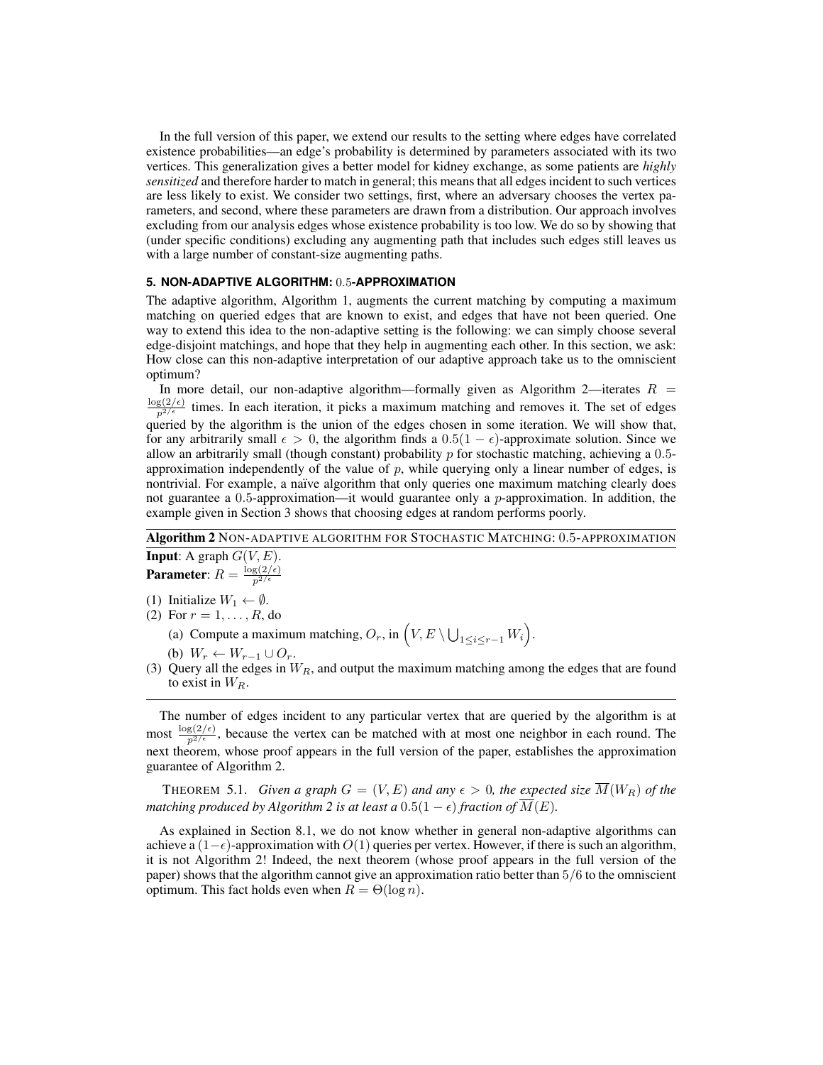In the full version of this paper, we extend our results to the setting where edges have correlated existence probabilities—an edge's probability is determined by parameters associated with its two vertices. This generalization gives a better model for kidney exchange, as some patients are *highly sensitized* and therefore harder to match in general; this means that all edges incident to such vertices are less likely to exist. We consider two settings, first, where an adversary chooses the vertex parameters, and second, where these parameters are drawn from a distribution. Our approach involves excluding from our analysis edges whose existence probability is too low. We do so by showing that (under specific conditions) excluding any augmenting path that includes such edges still leaves us with a large number of constant-size augmenting paths.

### 5. NON-ADAPTIVE ALGORITHM: $0.5$-APPROXIMATION

The adaptive algorithm, Algorithm 1, augments the current matching by computing a maximum matching on queried edges that are known to exist, and edges that have not been queried. One way to extend this idea to the non-adaptive setting is the following: we can simply choose several edge-disjoint matchings, and hope that they help in augmenting each other. In this section, we ask: How close can this non-adaptive interpretation of our adaptive approach take us to the omniscient optimum?

In more detail, our non-adaptive algorithm—formally given as Algorithm 2—iterates $R = \frac{\log(2/\epsilon)}{p^{2/\epsilon}}$ times. In each iteration, it picks a maximum matching and removes it. The set of edges queried by the algorithm is the union of the edges chosen in some iteration. We will show that, for any arbitrarily small $\epsilon > 0$, the algorithm finds a $0.5(1-\epsilon)$-approximate solution. Since we allow an arbitrarily small (though constant) probability $p$ for stochastic matching, achieving a $0.5$-approximation independently of the value of $p$, while querying only a linear number of edges, is nontrivial. For example, a naïve algorithm that only queries one maximum matching clearly does not guarantee a $0.5$-approximation—it would guarantee only a $p$-approximation. In addition, the example given in Section 3 shows that choosing edges at random performs poorly.

---

**Algorithm 2** NON-ADAPTIVE ALGORITHM FOR STOCHASTIC MATCHING: $0.5$-APPROXIMATION

**Input**: A graph $G(V, E)$.
**Parameter**: $R = \frac{\log(2/\epsilon)}{p^{2/\epsilon}}$

(1) Initialize $W_1 \leftarrow \emptyset$.
(2) For $r = 1, \ldots, R$, do
  (a) Compute a maximum matching, $O_r$, in $\left(V, E \setminus \bigcup_{1 \le i \le r-1} W_i\right)$.
  (b) $W_r \leftarrow W_{r-1} \cup O_r$.
(3) Query all the edges in $W_R$, and output the maximum matching among the edges that are found to exist in $W_R$.

---

The number of edges incident to any particular vertex that are queried by the algorithm is at most $\frac{\log(2/\epsilon)}{p^{2/\epsilon}}$, because the vertex can be matched with at most one neighbor in each round. The next theorem, whose proof appears in the full version of the paper, establishes the approximation guarantee of Algorithm 2.

THEOREM 5.1. *Given a graph $G = (V, E)$ and any $\epsilon > 0$, the expected size $\overline{M}(W_R)$ of the matching produced by Algorithm 2 is at least a $0.5(1-\epsilon)$ fraction of $\overline{M}(E)$.*

As explained in Section 8.1, we do not know whether in general non-adaptive algorithms can achieve a $(1-\epsilon)$-approximation with $O(1)$ queries per vertex. However, if there is such an algorithm, it is not Algorithm 2! Indeed, the next theorem (whose proof appears in the full version of the paper) shows that the algorithm cannot give an approximation ratio better than $5/6$ to the omniscient optimum. This fact holds even when $R = \Theta(\log n)$.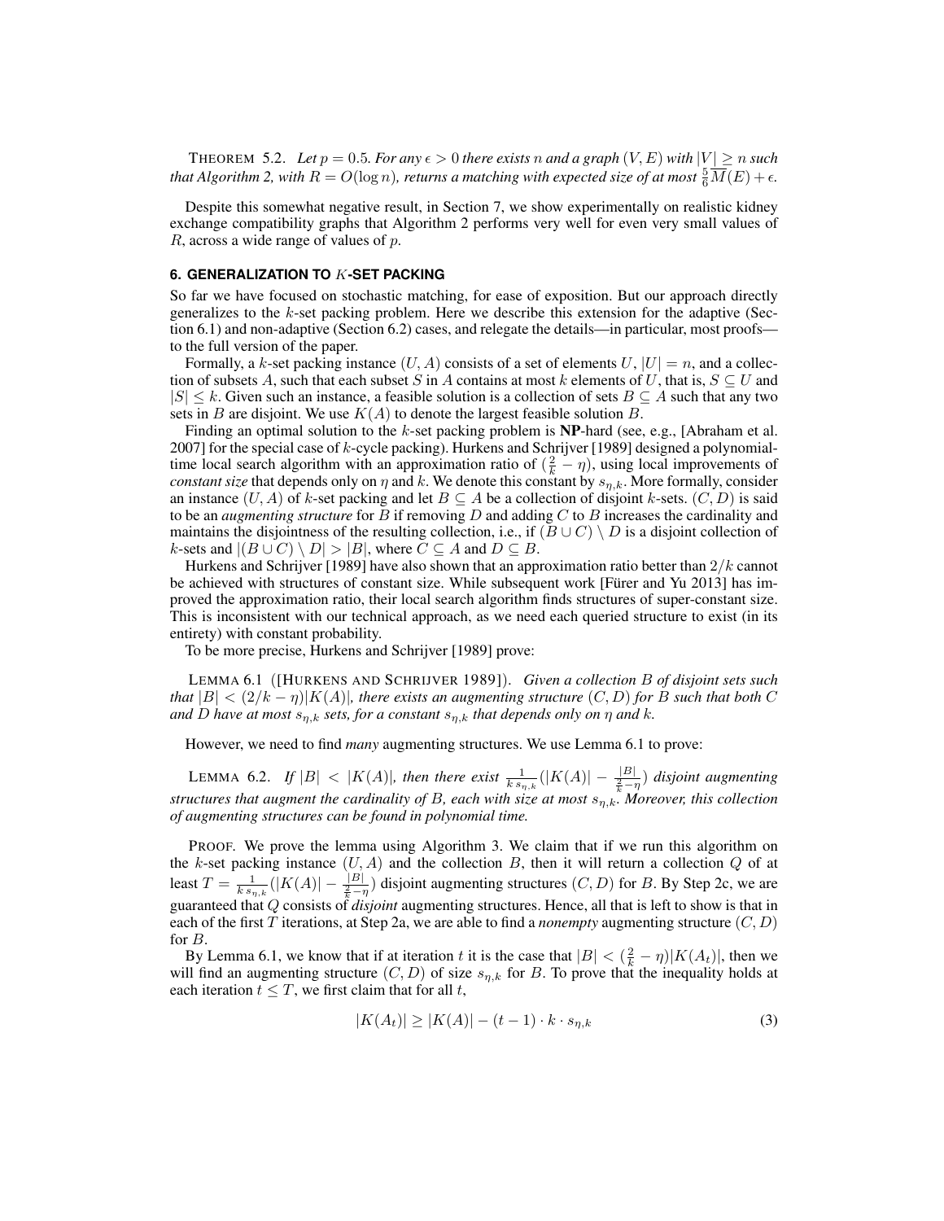THEOREM 5.2. *Let $p = 0.5$. For any $\epsilon > 0$ there exists $n$ and a graph $(V, E)$ with $|V| \geq n$ such that Algorithm 2, with $R = O(\log n)$, returns a matching with expected size of at most $\frac{5}{6}\overline{M}(E) + \epsilon$.*

Despite this somewhat negative result, in Section 7, we show experimentally on realistic kidney exchange compatibility graphs that Algorithm 2 performs very well for even very small values of $R$, across a wide range of values of $p$.

## 6. GENERALIZATION TO $K$-SET PACKING

So far we have focused on stochastic matching, for ease of exposition. But our approach directly generalizes to the $k$-set packing problem. Here we describe this extension for the adaptive (Section 6.1) and non-adaptive (Section 6.2) cases, and relegate the details—in particular, most proofs—to the full version of the paper.

Formally, a $k$-set packing instance $(U, A)$ consists of a set of elements $U$, $|U| = n$, and a collection of subsets $A$, such that each subset $S$ in $A$ contains at most $k$ elements of $U$, that is, $S \subseteq U$ and $|S| \leq k$. Given such an instance, a feasible solution is a collection of sets $B \subseteq A$ such that any two sets in $B$ are disjoint. We use $K(A)$ to denote the largest feasible solution $B$.

Finding an optimal solution to the $k$-set packing problem is **NP**-hard (see, e.g., [Abraham et al. 2007] for the special case of $k$-cycle packing). Hurkens and Schrijver [1989] designed a polynomial-time local search algorithm with an approximation ratio of $(\frac{2}{k} - \eta)$, using local improvements of *constant size* that depends only on $\eta$ and $k$. We denote this constant by $s_{\eta,k}$. More formally, consider an instance $(U, A)$ of $k$-set packing and let $B \subseteq A$ be a collection of disjoint $k$-sets. $(C, D)$ is said to be an *augmenting structure* for $B$ if removing $D$ and adding $C$ to $B$ increases the cardinality and maintains the disjointness of the resulting collection, i.e., if $(B \cup C) \setminus D$ is a disjoint collection of $k$-sets and $|(B \cup C) \setminus D| > |B|$, where $C \subseteq A$ and $D \subseteq B$.

Hurkens and Schrijver [1989] have also shown that an approximation ratio better than $2/k$ cannot be achieved with structures of constant size. While subsequent work [Fürer and Yu 2013] has improved the approximation ratio, their local search algorithm finds structures of super-constant size. This is inconsistent with our technical approach, as we need each queried structure to exist (in its entirety) with constant probability.

To be more precise, Hurkens and Schrijver [1989] prove:

LEMMA 6.1 ([HURKENS AND SCHRIJVER 1989]). *Given a collection $B$ of disjoint sets such that $|B| < (2/k - \eta)|K(A)|$, there exists an augmenting structure $(C, D)$ for $B$ such that both $C$ and $D$ have at most $s_{\eta,k}$ sets, for a constant $s_{\eta,k}$ that depends only on $\eta$ and $k$.*

However, we need to find *many* augmenting structures. We use Lemma 6.1 to prove:

LEMMA 6.2. *If $|B| < |K(A)|$, then there exist $\frac{1}{k\, s_{\eta,k}}(|K(A)| - \frac{|B|}{\frac{2}{k}-\eta})$ disjoint augmenting structures that augment the cardinality of $B$, each with size at most $s_{\eta,k}$. Moreover, this collection of augmenting structures can be found in polynomial time.*

PROOF. We prove the lemma using Algorithm 3. We claim that if we run this algorithm on the $k$-set packing instance $(U, A)$ and the collection $B$, then it will return a collection $Q$ of at least $T = \frac{1}{k\, s_{\eta,k}}(|K(A)| - \frac{|B|}{\frac{2}{k}-\eta})$ disjoint augmenting structures $(C, D)$ for $B$. By Step 2c, we are guaranteed that $Q$ consists of *disjoint* augmenting structures. Hence, all that is left to show is that in each of the first $T$ iterations, at Step 2a, we are able to find a *nonempty* augmenting structure $(C, D)$ for $B$.

By Lemma 6.1, we know that if at iteration $t$ it is the case that $|B| < (\frac{2}{k} - \eta)|K(A_t)|$, then we will find an augmenting structure $(C, D)$ of size $s_{\eta,k}$ for $B$. To prove that the inequality holds at each iteration $t \leq T$, we first claim that for all $t$,

$$|K(A_t)| \geq |K(A)| - (t-1) \cdot k \cdot s_{\eta,k} \tag{3}$$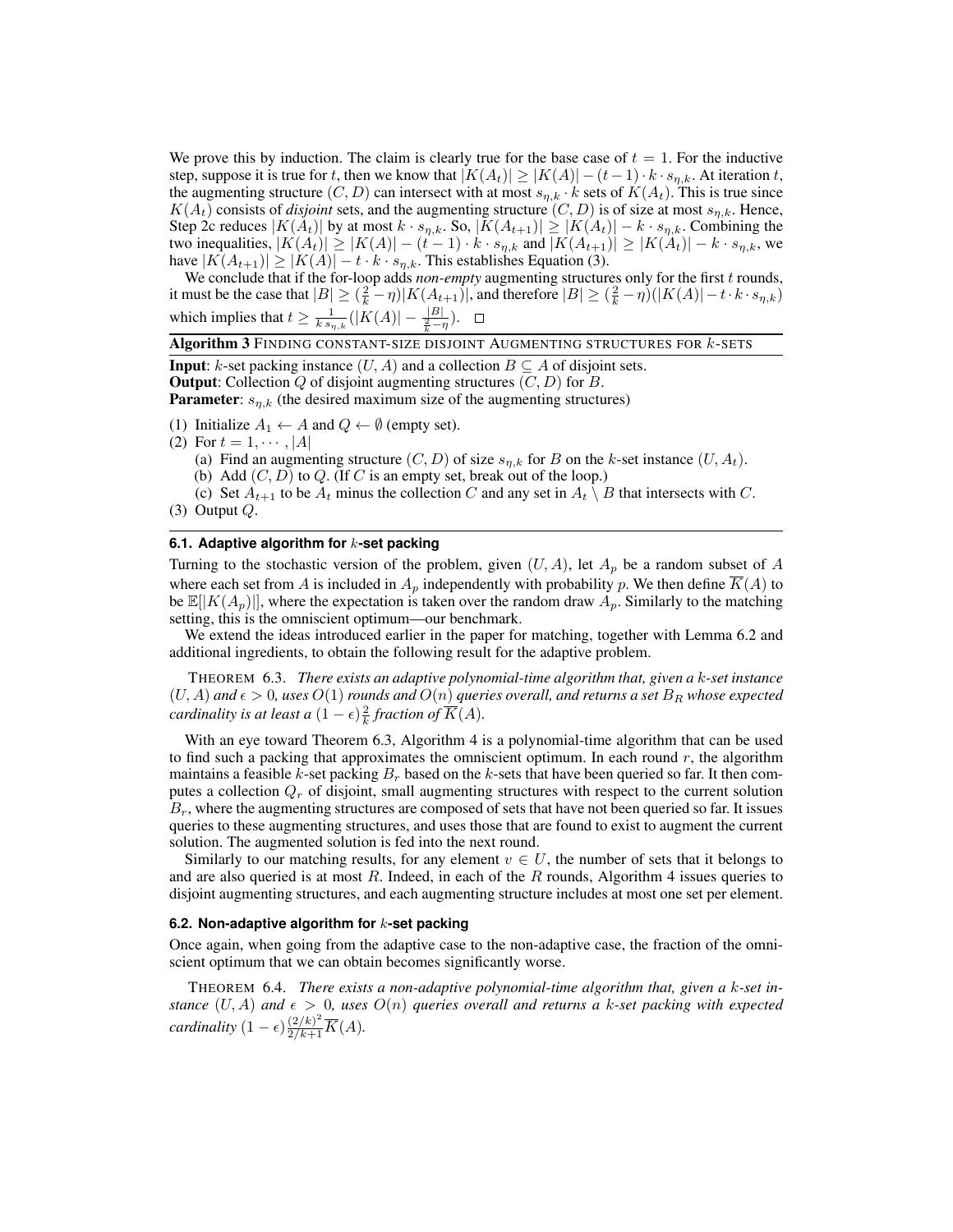We prove this by induction. The claim is clearly true for the base case of $t = 1$. For the inductive step, suppose it is true for $t$, then we know that $|K(A_t)| \geq |K(A)| - (t-1) \cdot k \cdot s_{\eta,k}$. At iteration $t$, the augmenting structure $(C, D)$ can intersect with at most $s_{\eta,k} \cdot k$ sets of $K(A_t)$. This is true since $K(A_t)$ consists of *disjoint* sets, and the augmenting structure $(C, D)$ is of size at most $s_{\eta,k}$. Hence, Step 2c reduces $|K(A_t)|$ by at most $k \cdot s_{\eta,k}$. So, $|K(A_{t+1})| \geq |K(A_t)| - k \cdot s_{\eta,k}$. Combining the two inequalities, $|K(A_t)| \geq |K(A)| - (t-1) \cdot k \cdot s_{\eta,k}$ and $|K(A_{t+1})| \geq |K(A_t)| - k \cdot s_{\eta,k}$, we have $|K(A_{t+1})| \geq |K(A)| - t \cdot k \cdot s_{\eta,k}$. This establishes Equation (3).

We conclude that if the for-loop adds *non-empty* augmenting structures only for the first $t$ rounds, it must be the case that $|B| \geq (\frac{2}{k} - \eta)|K(A_{t+1})|$, and therefore $|B| \geq (\frac{2}{k} - \eta)(|K(A)| - t \cdot k \cdot s_{\eta,k})$ which implies that $t \geq \frac{1}{k\, s_{\eta,k}}(|K(A)| - \frac{|B|}{\frac{2}{k} - \eta})$. □

**Algorithm 3** FINDING CONSTANT-SIZE DISJOINT AUGMENTING STRUCTURES FOR $k$-SETS

**Input**: $k$-set packing instance $(U, A)$ and a collection $B \subseteq A$ of disjoint sets.
**Output**: Collection $Q$ of disjoint augmenting structures $(C, D)$ for $B$.
**Parameter**: $s_{\eta,k}$ (the desired maximum size of the augmenting structures)

(1) Initialize $A_1 \leftarrow A$ and $Q \leftarrow \emptyset$ (empty set).
(2) For $t = 1, \cdots, |A|$
  (a) Find an augmenting structure $(C, D)$ of size $s_{\eta,k}$ for $B$ on the $k$-set instance $(U, A_t)$.
  (b) Add $(C, D)$ to $Q$. (If $C$ is an empty set, break out of the loop.)
  (c) Set $A_{t+1}$ to be $A_t$ minus the collection $C$ and any set in $A_t \setminus B$ that intersects with $C$.
(3) Output $Q$.

### 6.1. Adaptive algorithm for $k$-set packing

Turning to the stochastic version of the problem, given $(U, A)$, let $A_p$ be a random subset of $A$ where each set from $A$ is included in $A_p$ independently with probability $p$. We then define $\overline{K}(A)$ to be $\mathbb{E}[|K(A_p)|]$, where the expectation is taken over the random draw $A_p$. Similarly to the matching setting, this is the omniscient optimum—our benchmark.

We extend the ideas introduced earlier in the paper for matching, together with Lemma 6.2 and additional ingredients, to obtain the following result for the adaptive problem.

THEOREM 6.3. *There exists an adaptive polynomial-time algorithm that, given a $k$-set instance $(U, A)$ and $\epsilon > 0$, uses $O(1)$ rounds and $O(n)$ queries overall, and returns a set $B_R$ whose expected cardinality is at least a $(1-\epsilon)\frac{2}{k}$ fraction of $\overline{K}(A)$.*

With an eye toward Theorem 6.3, Algorithm 4 is a polynomial-time algorithm that can be used to find such a packing that approximates the omniscient optimum. In each round $r$, the algorithm maintains a feasible $k$-set packing $B_r$ based on the $k$-sets that have been queried so far. It then computes a collection $Q_r$ of disjoint, small augmenting structures with respect to the current solution $B_r$, where the augmenting structures are composed of sets that have not been queried so far. It issues queries to these augmenting structures, and uses those that are found to exist to augment the current solution. The augmented solution is fed into the next round.

Similarly to our matching results, for any element $v \in U$, the number of sets that it belongs to and are also queried is at most $R$. Indeed, in each of the $R$ rounds, Algorithm 4 issues queries to disjoint augmenting structures, and each augmenting structure includes at most one set per element.

### 6.2. Non-adaptive algorithm for $k$-set packing

Once again, when going from the adaptive case to the non-adaptive case, the fraction of the omniscient optimum that we can obtain becomes significantly worse.

THEOREM 6.4. *There exists a non-adaptive polynomial-time algorithm that, given a $k$-set instance $(U, A)$ and $\epsilon > 0$, uses $O(n)$ queries overall and returns a $k$-set packing with expected cardinality $(1-\epsilon)\frac{(2/k)^2}{2/k+1}\overline{K}(A)$.*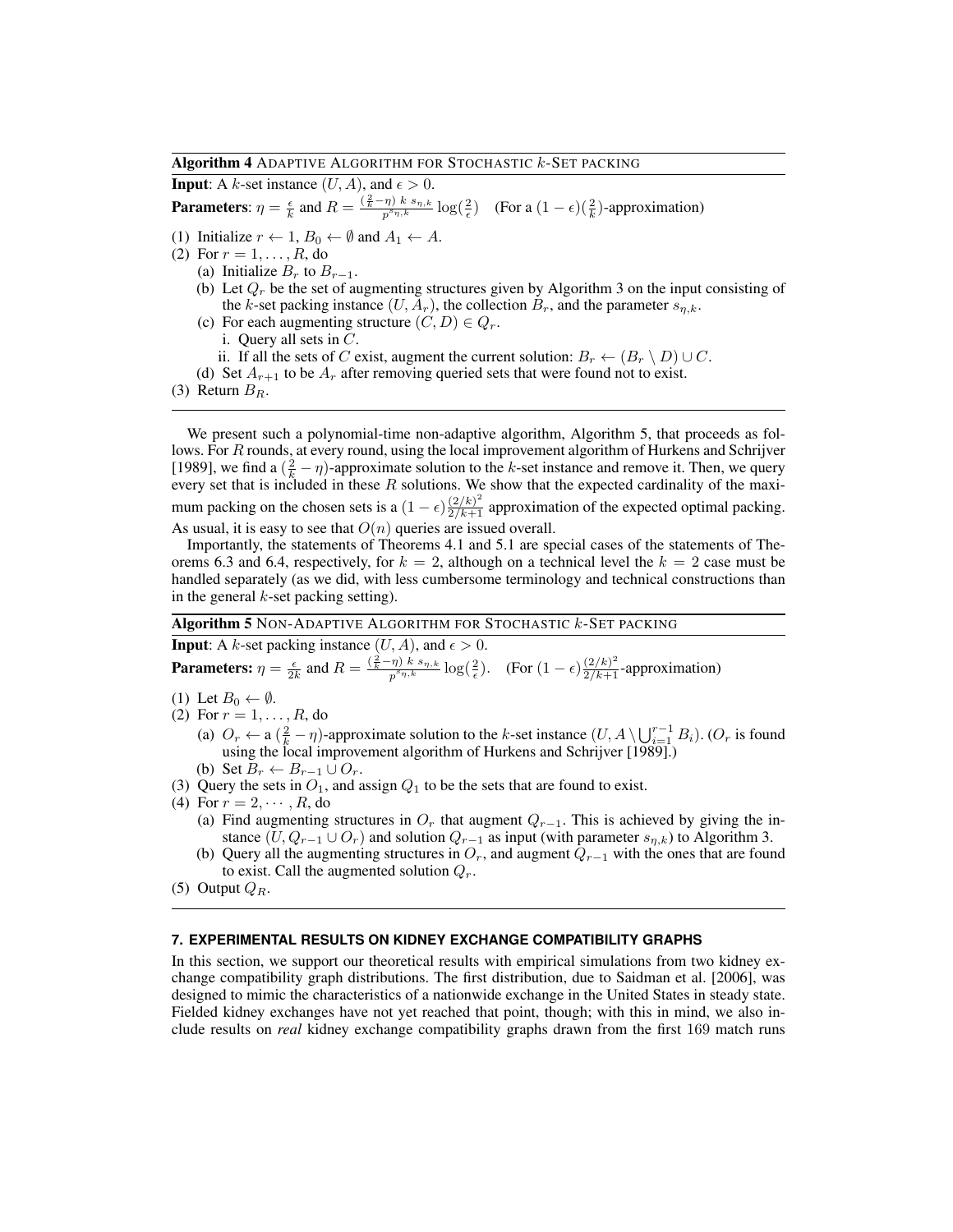**Algorithm 4** ADAPTIVE ALGORITHM FOR STOCHASTIC $k$-SET PACKING

**Input**: A $k$-set instance $(U, A)$, and $\epsilon > 0$.

**Parameters**: $\eta = \frac{\epsilon}{k}$ and $R = \frac{(\frac{2}{k}-\eta)\ k\ s_{\eta,k}}{p^{s_{\eta,k}}} \log(\frac{2}{\epsilon})$ (For a $(1-\epsilon)(\frac{2}{k})$-approximation)

(1) Initialize $r \leftarrow 1$, $B_0 \leftarrow \emptyset$ and $A_1 \leftarrow A$.
(2) For $r = 1, \ldots, R$, do
  (a) Initialize $B_r$ to $B_{r-1}$.
  (b) Let $Q_r$ be the set of augmenting structures given by Algorithm 3 on the input consisting of the $k$-set packing instance $(U, A_r)$, the collection $B_r$, and the parameter $s_{\eta,k}$.
  (c) For each augmenting structure $(C, D) \in Q_r$.
    i. Query all sets in $C$.
    ii. If all the sets of $C$ exist, augment the current solution: $B_r \leftarrow (B_r \setminus D) \cup C$.
  (d) Set $A_{r+1}$ to be $A_r$ after removing queried sets that were found not to exist.
(3) Return $B_R$.

We present such a polynomial-time non-adaptive algorithm, Algorithm 5, that proceeds as follows. For $R$ rounds, at every round, using the local improvement algorithm of Hurkens and Schrijver [1989], we find a $(\frac{2}{k}-\eta)$-approximate solution to the $k$-set instance and remove it. Then, we query every set that is included in these $R$ solutions. We show that the expected cardinality of the maximum packing on the chosen sets is a $(1-\epsilon)\frac{(2/k)^2}{2/k+1}$ approximation of the expected optimal packing. As usual, it is easy to see that $O(n)$ queries are issued overall.

Importantly, the statements of Theorems 4.1 and 5.1 are special cases of the statements of Theorems 6.3 and 6.4, respectively, for $k = 2$, although on a technical level the $k = 2$ case must be handled separately (as we did, with less cumbersome terminology and technical constructions than in the general $k$-set packing setting).

**Algorithm 5** NON-ADAPTIVE ALGORITHM FOR STOCHASTIC $k$-SET PACKING

**Input**: A $k$-set packing instance $(U, A)$, and $\epsilon > 0$.

**Parameters:** $\eta = \frac{\epsilon}{2k}$ and $R = \frac{(\frac{2}{k}-\eta)\ k\ s_{\eta,k}}{p^{s_{\eta,k}}} \log(\frac{2}{\epsilon})$. (For $(1-\epsilon)\frac{(2/k)^2}{2/k+1}$-approximation)

(1) Let $B_0 \leftarrow \emptyset$.
(2) For $r = 1, \ldots, R$, do
  (a) $O_r \leftarrow$ a $(\frac{2}{k}-\eta)$-approximate solution to the $k$-set instance $(U, A \setminus \bigcup_{i=1}^{r-1} B_i)$. ($O_r$ is found using the local improvement algorithm of Hurkens and Schrijver [1989].)
  (b) Set $B_r \leftarrow B_{r-1} \cup O_r$.
(3) Query the sets in $O_1$, and assign $Q_1$ to be the sets that are found to exist.
(4) For $r = 2, \cdots, R$, do
  (a) Find augmenting structures in $O_r$ that augment $Q_{r-1}$. This is achieved by giving the instance $(U, Q_{r-1} \cup O_r)$ and solution $Q_{r-1}$ as input (with parameter $s_{\eta,k}$) to Algorithm 3.
  (b) Query all the augmenting structures in $O_r$, and augment $Q_{r-1}$ with the ones that are found to exist. Call the augmented solution $Q_r$.
(5) Output $Q_R$.

## 7. EXPERIMENTAL RESULTS ON KIDNEY EXCHANGE COMPATIBILITY GRAPHS

In this section, we support our theoretical results with empirical simulations from two kidney exchange compatibility graph distributions. The first distribution, due to Saidman et al. [2006], was designed to mimic the characteristics of a nationwide exchange in the United States in steady state. Fielded kidney exchanges have not yet reached that point, though; with this in mind, we also include results on *real* kidney exchange compatibility graphs drawn from the first 169 match runs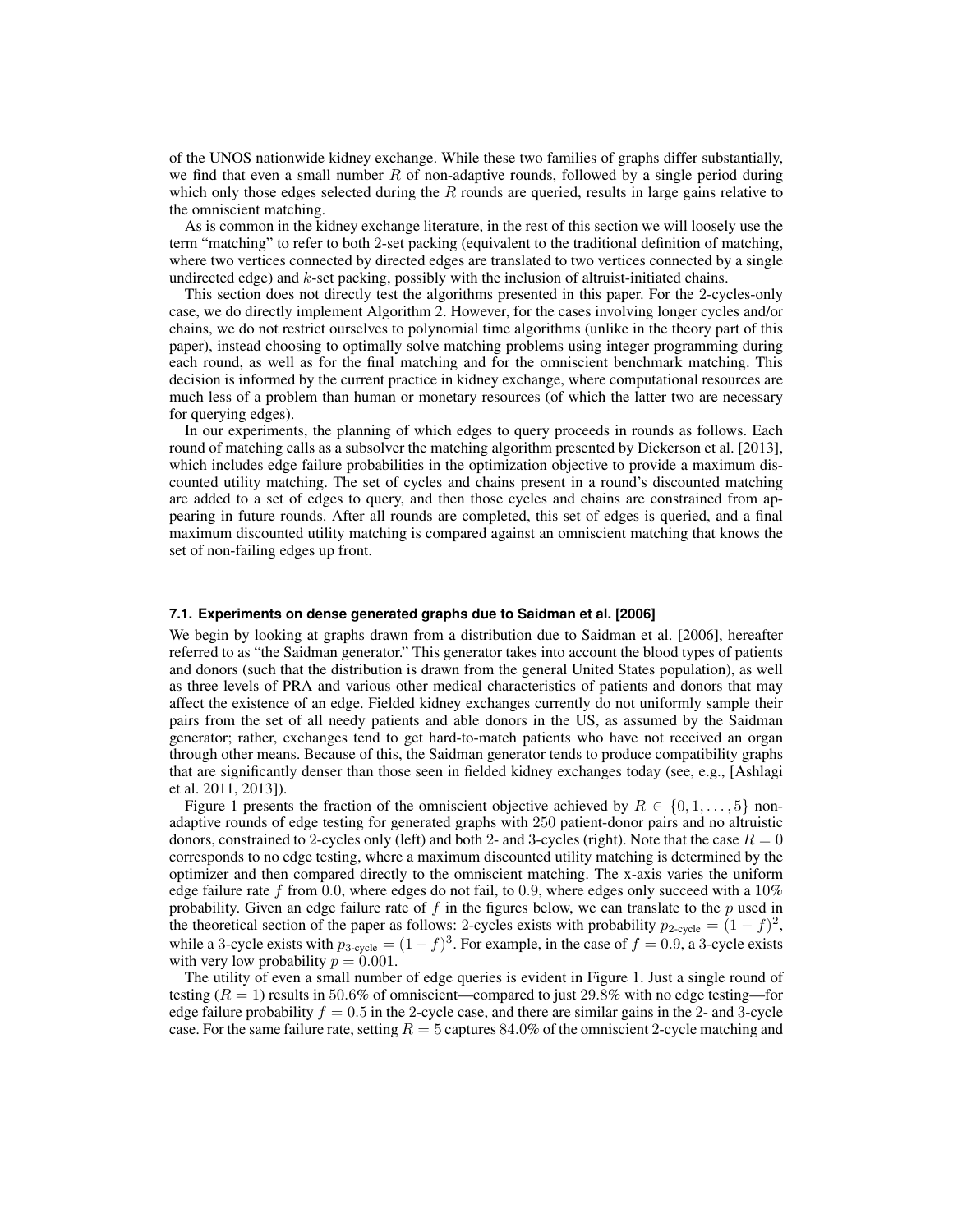of the UNOS nationwide kidney exchange. While these two families of graphs differ substantially, we find that even a small number $R$ of non-adaptive rounds, followed by a single period during which only those edges selected during the $R$ rounds are queried, results in large gains relative to the omniscient matching.

As is common in the kidney exchange literature, in the rest of this section we will loosely use the term "matching" to refer to both 2-set packing (equivalent to the traditional definition of matching, where two vertices connected by directed edges are translated to two vertices connected by a single undirected edge) and $k$-set packing, possibly with the inclusion of altruist-initiated chains.

This section does not directly test the algorithms presented in this paper. For the 2-cycles-only case, we do directly implement Algorithm 2. However, for the cases involving longer cycles and/or chains, we do not restrict ourselves to polynomial time algorithms (unlike in the theory part of this paper), instead choosing to optimally solve matching problems using integer programming during each round, as well as for the final matching and for the omniscient benchmark matching. This decision is informed by the current practice in kidney exchange, where computational resources are much less of a problem than human or monetary resources (of which the latter two are necessary for querying edges).

In our experiments, the planning of which edges to query proceeds in rounds as follows. Each round of matching calls as a subsolver the matching algorithm presented by Dickerson et al. [2013], which includes edge failure probabilities in the optimization objective to provide a maximum discounted utility matching. The set of cycles and chains present in a round's discounted matching are added to a set of edges to query, and then those cycles and chains are constrained from appearing in future rounds. After all rounds are completed, this set of edges is queried, and a final maximum discounted utility matching is compared against an omniscient matching that knows the set of non-failing edges up front.

### 7.1. Experiments on dense generated graphs due to Saidman et al. [2006]

We begin by looking at graphs drawn from a distribution due to Saidman et al. [2006], hereafter referred to as "the Saidman generator." This generator takes into account the blood types of patients and donors (such that the distribution is drawn from the general United States population), as well as three levels of PRA and various other medical characteristics of patients and donors that may affect the existence of an edge. Fielded kidney exchanges currently do not uniformly sample their pairs from the set of all needy patients and able donors in the US, as assumed by the Saidman generator; rather, exchanges tend to get hard-to-match patients who have not received an organ through other means. Because of this, the Saidman generator tends to produce compatibility graphs that are significantly denser than those seen in fielded kidney exchanges today (see, e.g., [Ashlagi et al. 2011, 2013]).

Figure 1 presents the fraction of the omniscient objective achieved by $R \in \{0, 1, \ldots, 5\}$ non-adaptive rounds of edge testing for generated graphs with 250 patient-donor pairs and no altruistic donors, constrained to 2-cycles only (left) and both 2- and 3-cycles (right). Note that the case $R = 0$ corresponds to no edge testing, where a maximum discounted utility matching is determined by the optimizer and then compared directly to the omniscient matching. The x-axis varies the uniform edge failure rate $f$ from 0.0, where edges do not fail, to 0.9, where edges only succeed with a 10% probability. Given an edge failure rate of $f$ in the figures below, we can translate to the $p$ used in the theoretical section of the paper as follows: 2-cycles exists with probability $p_{\text{2-cycle}} = (1 - f)^2$, while a 3-cycle exists with $p_{\text{3-cycle}} = (1 - f)^3$. For example, in the case of $f = 0.9$, a 3-cycle exists with very low probability $p = 0.001$.

The utility of even a small number of edge queries is evident in Figure 1. Just a single round of testing ($R = 1$) results in 50.6% of omniscient—compared to just 29.8% with no edge testing—for edge failure probability $f = 0.5$ in the 2-cycle case, and there are similar gains in the 2- and 3-cycle case. For the same failure rate, setting $R = 5$ captures 84.0% of the omniscient 2-cycle matching and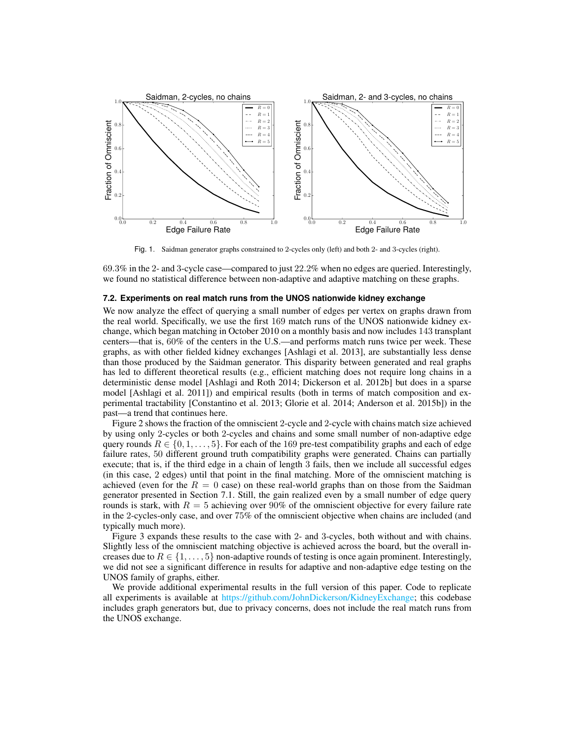Fig. 1. Saidman generator graphs constrained to 2-cycles only (left) and both 2- and 3-cycles (right).

69.3% in the 2- and 3-cycle case—compared to just 22.2% when no edges are queried. Interestingly, we found no statistical difference between non-adaptive and adaptive matching on these graphs.

### 7.2. Experiments on real match runs from the UNOS nationwide kidney exchange

We now analyze the effect of querying a small number of edges per vertex on graphs drawn from the real world. Specifically, we use the first 169 match runs of the UNOS nationwide kidney exchange, which began matching in October 2010 on a monthly basis and now includes 143 transplant centers—that is, 60% of the centers in the U.S.—and performs match runs twice per week. These graphs, as with other fielded kidney exchanges [Ashlagi et al. 2013], are substantially less dense than those produced by the Saidman generator. This disparity between generated and real graphs has led to different theoretical results (e.g., efficient matching does not require long chains in a deterministic dense model [Ashlagi and Roth 2014; Dickerson et al. 2012b] but does in a sparse model [Ashlagi et al. 2011]) and empirical results (both in terms of match composition and experimental tractability [Constantino et al. 2013; Glorie et al. 2014; Anderson et al. 2015b]) in the past—a trend that continues here.

Figure 2 shows the fraction of the omniscient 2-cycle and 2-cycle with chains match size achieved by using only 2-cycles or both 2-cycles and chains and some small number of non-adaptive edge query rounds $R \in \{0, 1, \ldots, 5\}$. For each of the 169 pre-test compatibility graphs and each of edge failure rates, 50 different ground truth compatibility graphs were generated. Chains can partially execute; that is, if the third edge in a chain of length 3 fails, then we include all successful edges (in this case, 2 edges) until that point in the final matching. More of the omniscient matching is achieved (even for the $R = 0$ case) on these real-world graphs than on those from the Saidman generator presented in Section 7.1. Still, the gain realized even by a small number of edge query rounds is stark, with $R = 5$ achieving over 90% of the omniscient objective for every failure rate in the 2-cycles-only case, and over 75% of the omniscient objective when chains are included (and typically much more).

Figure 3 expands these results to the case with 2- and 3-cycles, both without and with chains. Slightly less of the omniscient matching objective is achieved across the board, but the overall increases due to $R \in \{1, \ldots, 5\}$ non-adaptive rounds of testing is once again prominent. Interestingly, we did not see a significant difference in results for adaptive and non-adaptive edge testing on the UNOS family of graphs, either.

We provide additional experimental results in the full version of this paper. Code to replicate all experiments is available at https://github.com/JohnDickerson/KidneyExchange; this codebase includes graph generators but, due to privacy concerns, does not include the real match runs from the UNOS exchange.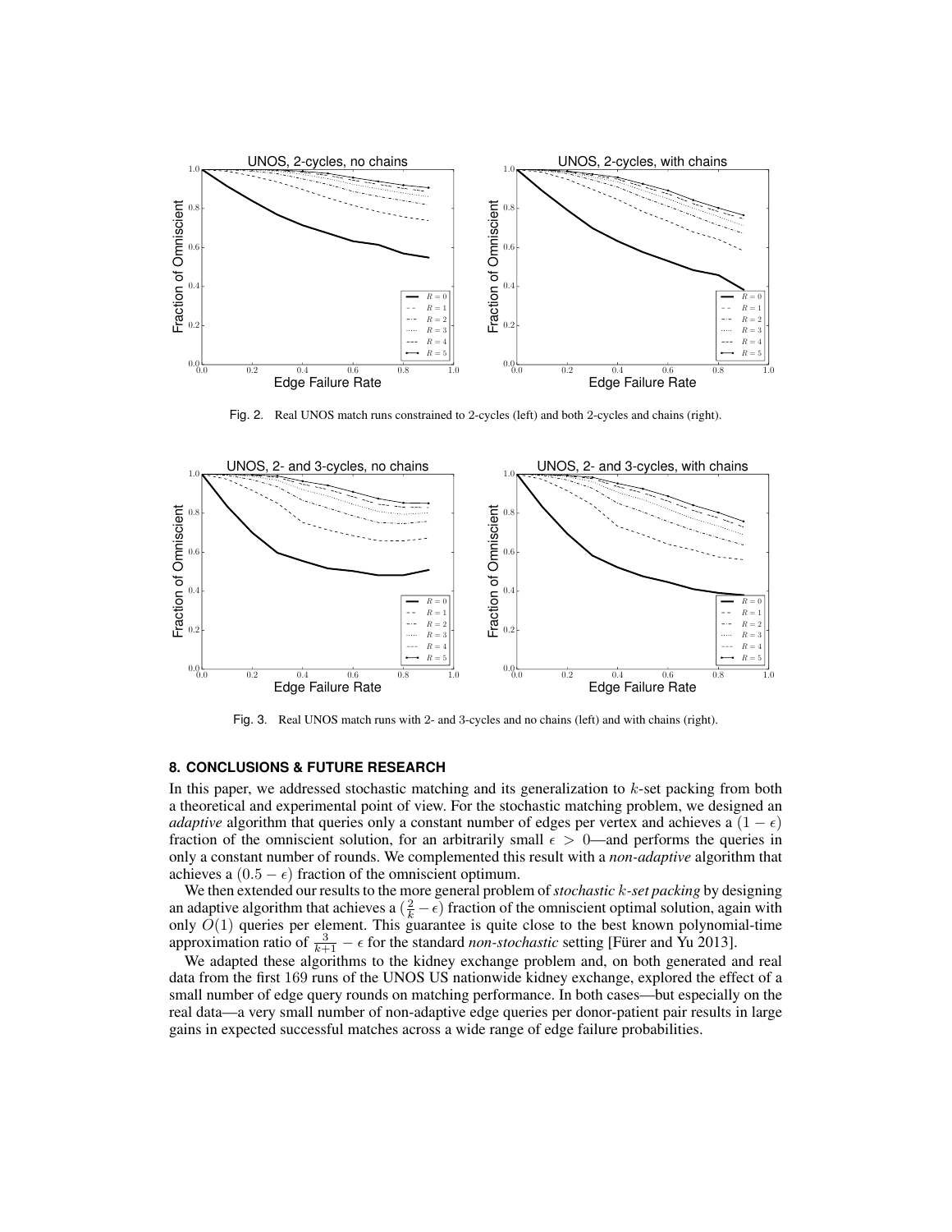Fig. 2. Real UNOS match runs constrained to 2-cycles (left) and both 2-cycles and chains (right).

Fig. 3. Real UNOS match runs with 2- and 3-cycles and no chains (left) and with chains (right).

## 8. CONCLUSIONS & FUTURE RESEARCH

In this paper, we addressed stochastic matching and its generalization to $k$-set packing from both a theoretical and experimental point of view. For the stochastic matching problem, we designed an *adaptive* algorithm that queries only a constant number of edges per vertex and achieves a $(1 - \epsilon)$ fraction of the omniscient solution, for an arbitrarily small $\epsilon > 0$—and performs the queries in only a constant number of rounds. We complemented this result with a *non-adaptive* algorithm that achieves a $(0.5 - \epsilon)$ fraction of the omniscient optimum.

We then extended our results to the more general problem of *stochastic $k$-set packing* by designing an adaptive algorithm that achieves a $(\frac{2}{k} - \epsilon)$ fraction of the omniscient optimal solution, again with only $O(1)$ queries per element. This guarantee is quite close to the best known polynomial-time approximation ratio of $\frac{3}{k+1} - \epsilon$ for the standard *non-stochastic* setting [Fürer and Yu 2013].

We adapted these algorithms to the kidney exchange problem and, on both generated and real data from the first 169 runs of the UNOS US nationwide kidney exchange, explored the effect of a small number of edge query rounds on matching performance. In both cases—but especially on the real data—a very small number of non-adaptive edge queries per donor-patient pair results in large gains in expected successful matches across a wide range of edge failure probabilities.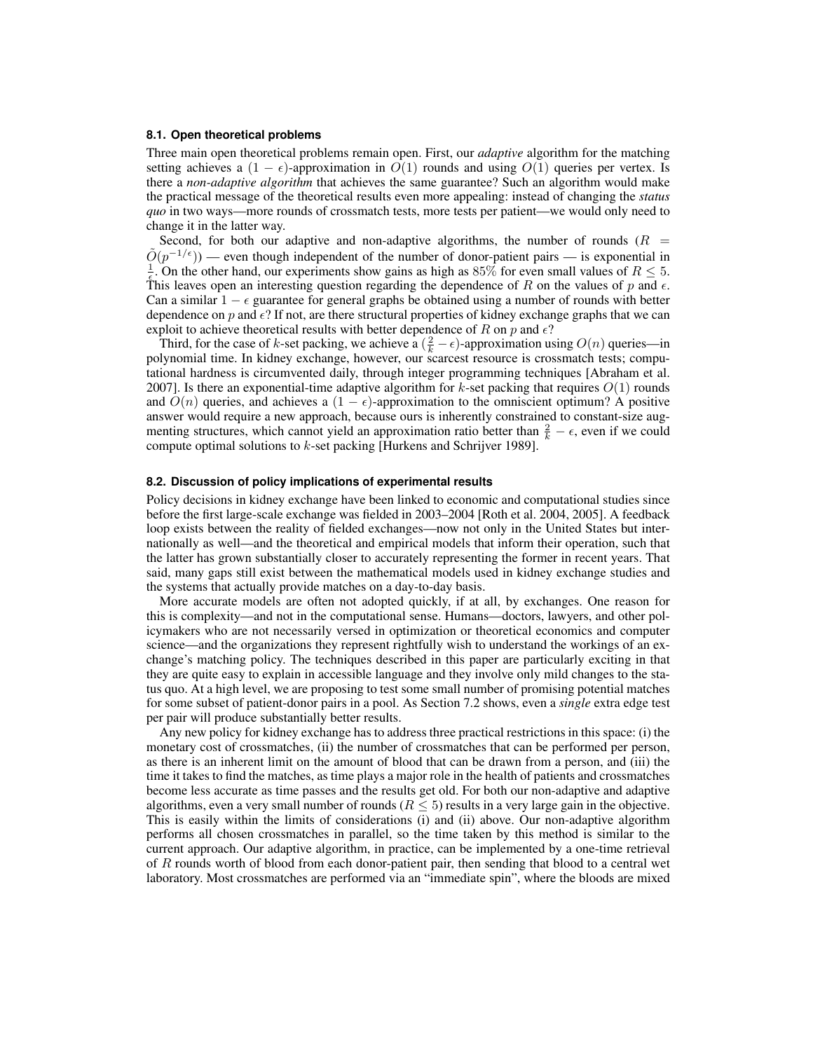### 8.1. Open theoretical problems

Three main open theoretical problems remain open. First, our *adaptive* algorithm for the matching setting achieves a $(1-\epsilon)$-approximation in $O(1)$ rounds and using $O(1)$ queries per vertex. Is there a *non-adaptive algorithm* that achieves the same guarantee? Such an algorithm would make the practical message of the theoretical results even more appealing: instead of changing the *status quo* in two ways—more rounds of crossmatch tests, more tests per patient—we would only need to change it in the latter way.

Second, for both our adaptive and non-adaptive algorithms, the number of rounds ($R = \tilde{O}(p^{-1/\epsilon})$) — even though independent of the number of donor-patient pairs — is exponential in $\frac{1}{\epsilon}$. On the other hand, our experiments show gains as high as 85% for even small values of $R \leq 5$. This leaves open an interesting question regarding the dependence of $R$ on the values of $p$ and $\epsilon$. Can a similar $1-\epsilon$ guarantee for general graphs be obtained using a number of rounds with better dependence on $p$ and $\epsilon$? If not, are there structural properties of kidney exchange graphs that we can exploit to achieve theoretical results with better dependence of $R$ on $p$ and $\epsilon$?

Third, for the case of $k$-set packing, we achieve a $(\frac{2}{k}-\epsilon)$-approximation using $O(n)$ queries—in polynomial time. In kidney exchange, however, our scarcest resource is crossmatch tests; computational hardness is circumvented daily, through integer programming techniques [Abraham et al. 2007]. Is there an exponential-time adaptive algorithm for $k$-set packing that requires $O(1)$ rounds and $O(n)$ queries, and achieves a $(1-\epsilon)$-approximation to the omniscient optimum? A positive answer would require a new approach, because ours is inherently constrained to constant-size augmenting structures, which cannot yield an approximation ratio better than $\frac{2}{k}-\epsilon$, even if we could compute optimal solutions to $k$-set packing [Hurkens and Schrijver 1989].

### 8.2. Discussion of policy implications of experimental results

Policy decisions in kidney exchange have been linked to economic and computational studies since before the first large-scale exchange was fielded in 2003–2004 [Roth et al. 2004, 2005]. A feedback loop exists between the reality of fielded exchanges—now not only in the United States but internationally as well—and the theoretical and empirical models that inform their operation, such that the latter has grown substantially closer to accurately representing the former in recent years. That said, many gaps still exist between the mathematical models used in kidney exchange studies and the systems that actually provide matches on a day-to-day basis.

More accurate models are often not adopted quickly, if at all, by exchanges. One reason for this is complexity—and not in the computational sense. Humans—doctors, lawyers, and other policymakers who are not necessarily versed in optimization or theoretical economics and computer science—and the organizations they represent rightfully wish to understand the workings of an exchange's matching policy. The techniques described in this paper are particularly exciting in that they are quite easy to explain in accessible language and they involve only mild changes to the status quo. At a high level, we are proposing to test some small number of promising potential matches for some subset of patient-donor pairs in a pool. As Section 7.2 shows, even a *single* extra edge test per pair will produce substantially better results.

Any new policy for kidney exchange has to address three practical restrictions in this space: (i) the monetary cost of crossmatches, (ii) the number of crossmatches that can be performed per person, as there is an inherent limit on the amount of blood that can be drawn from a person, and (iii) the time it takes to find the matches, as time plays a major role in the health of patients and crossmatches become less accurate as time passes and the results get old. For both our non-adaptive and adaptive algorithms, even a very small number of rounds ($R \leq 5$) results in a very large gain in the objective. This is easily within the limits of considerations (i) and (ii) above. Our non-adaptive algorithm performs all chosen crossmatches in parallel, so the time taken by this method is similar to the current approach. Our adaptive algorithm, in practice, can be implemented by a one-time retrieval of $R$ rounds worth of blood from each donor-patient pair, then sending that blood to a central wet laboratory. Most crossmatches are performed via an "immediate spin", where the bloods are mixed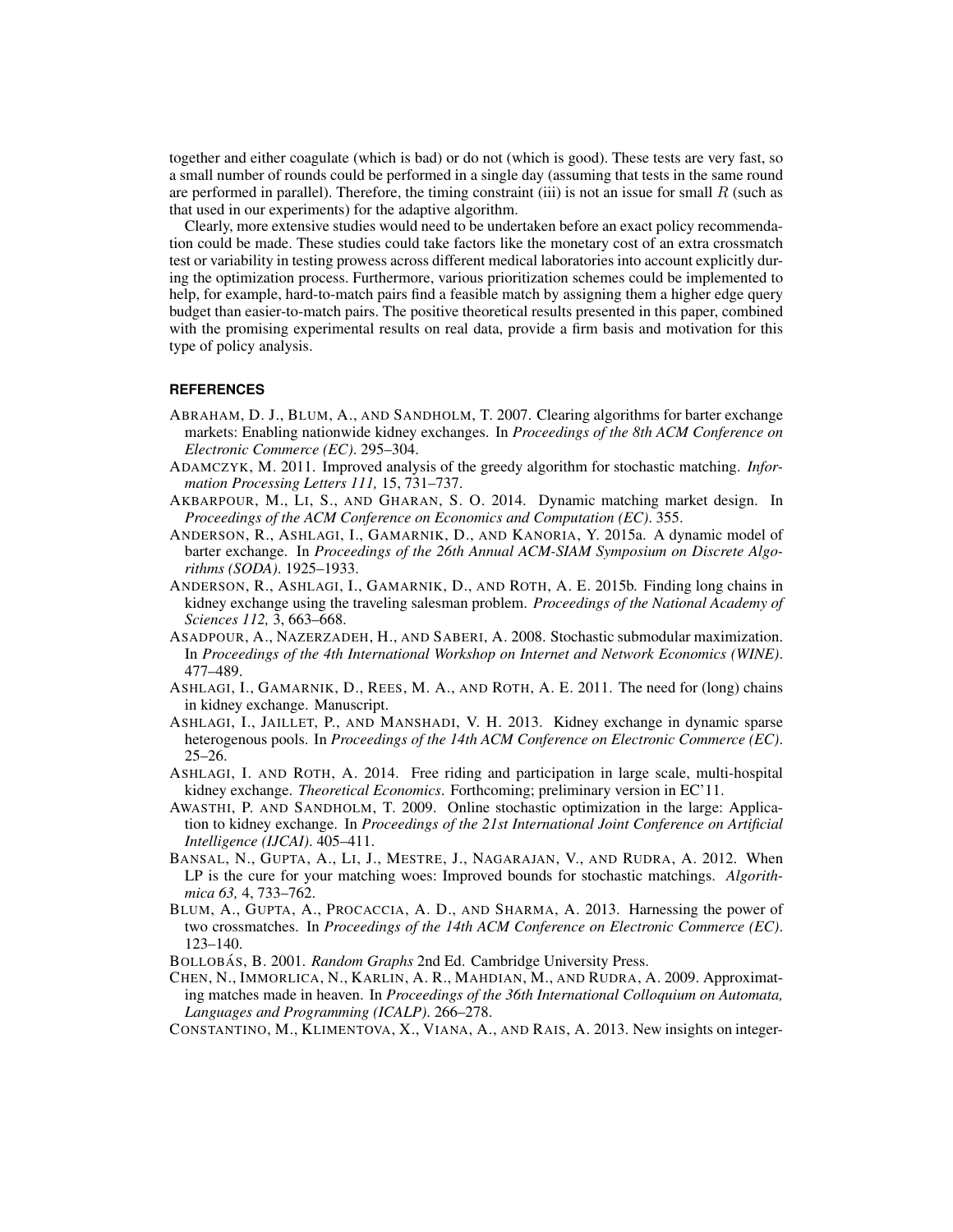together and either coagulate (which is bad) or do not (which is good). These tests are very fast, so a small number of rounds could be performed in a single day (assuming that tests in the same round are performed in parallel). Therefore, the timing constraint (iii) is not an issue for small $R$ (such as that used in our experiments) for the adaptive algorithm.

Clearly, more extensive studies would need to be undertaken before an exact policy recommendation could be made. These studies could take factors like the monetary cost of an extra crossmatch test or variability in testing prowess across different medical laboratories into account explicitly during the optimization process. Furthermore, various prioritization schemes could be implemented to help, for example, hard-to-match pairs find a feasible match by assigning them a higher edge query budget than easier-to-match pairs. The positive theoretical results presented in this paper, combined with the promising experimental results on real data, provide a firm basis and motivation for this type of policy analysis.

## REFERENCES

ABRAHAM, D. J., BLUM, A., AND SANDHOLM, T. 2007. Clearing algorithms for barter exchange markets: Enabling nationwide kidney exchanges. In *Proceedings of the 8th ACM Conference on Electronic Commerce (EC)*. 295–304.

ADAMCZYK, M. 2011. Improved analysis of the greedy algorithm for stochastic matching. *Information Processing Letters 111,* 15, 731–737.

AKBARPOUR, M., LI, S., AND GHARAN, S. O. 2014. Dynamic matching market design. In *Proceedings of the ACM Conference on Economics and Computation (EC)*. 355.

ANDERSON, R., ASHLAGI, I., GAMARNIK, D., AND KANORIA, Y. 2015a. A dynamic model of barter exchange. In *Proceedings of the 26th Annual ACM-SIAM Symposium on Discrete Algorithms (SODA)*. 1925–1933.

ANDERSON, R., ASHLAGI, I., GAMARNIK, D., AND ROTH, A. E. 2015b. Finding long chains in kidney exchange using the traveling salesman problem. *Proceedings of the National Academy of Sciences 112,* 3, 663–668.

ASADPOUR, A., NAZERZADEH, H., AND SABERI, A. 2008. Stochastic submodular maximization. In *Proceedings of the 4th International Workshop on Internet and Network Economics (WINE)*. 477–489.

ASHLAGI, I., GAMARNIK, D., REES, M. A., AND ROTH, A. E. 2011. The need for (long) chains in kidney exchange. Manuscript.

ASHLAGI, I., JAILLET, P., AND MANSHADI, V. H. 2013. Kidney exchange in dynamic sparse heterogenous pools. In *Proceedings of the 14th ACM Conference on Electronic Commerce (EC)*. 25–26.

ASHLAGI, I. AND ROTH, A. 2014. Free riding and participation in large scale, multi-hospital kidney exchange. *Theoretical Economics*. Forthcoming; preliminary version in EC'11.

AWASTHI, P. AND SANDHOLM, T. 2009. Online stochastic optimization in the large: Application to kidney exchange. In *Proceedings of the 21st International Joint Conference on Artificial Intelligence (IJCAI)*. 405–411.

BANSAL, N., GUPTA, A., LI, J., MESTRE, J., NAGARAJAN, V., AND RUDRA, A. 2012. When LP is the cure for your matching woes: Improved bounds for stochastic matchings. *Algorithmica 63,* 4, 733–762.

BLUM, A., GUPTA, A., PROCACCIA, A. D., AND SHARMA, A. 2013. Harnessing the power of two crossmatches. In *Proceedings of the 14th ACM Conference on Electronic Commerce (EC)*. 123–140.

BOLLOBÁS, B. 2001. *Random Graphs* 2nd Ed. Cambridge University Press.

CHEN, N., IMMORLICA, N., KARLIN, A. R., MAHDIAN, M., AND RUDRA, A. 2009. Approximating matches made in heaven. In *Proceedings of the 36th International Colloquium on Automata, Languages and Programming (ICALP)*. 266–278.

CONSTANTINO, M., KLIMENTOVA, X., VIANA, A., AND RAIS, A. 2013. New insights on integer-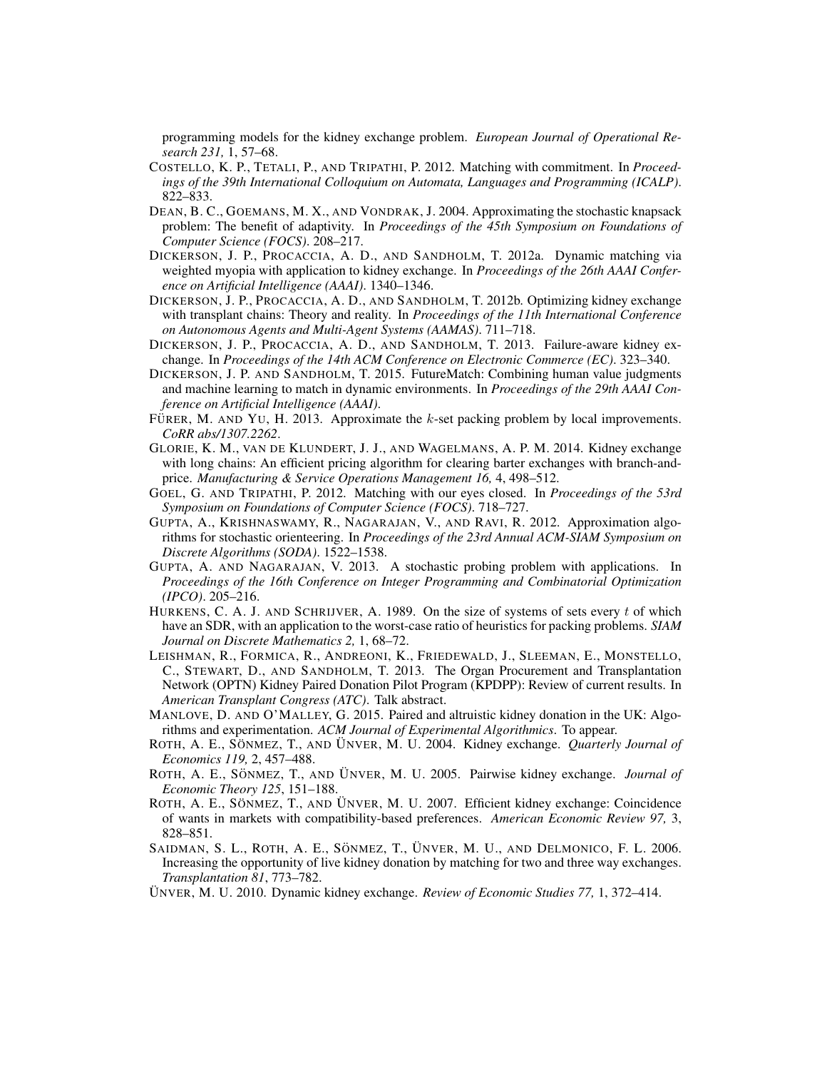programming models for the kidney exchange problem. *European Journal of Operational Research 231,* 1, 57–68.

COSTELLO, K. P., TETALI, P., AND TRIPATHI, P. 2012. Matching with commitment. In *Proceedings of the 39th International Colloquium on Automata, Languages and Programming (ICALP)*. 822–833.

DEAN, B. C., GOEMANS, M. X., AND VONDRAK, J. 2004. Approximating the stochastic knapsack problem: The benefit of adaptivity. In *Proceedings of the 45th Symposium on Foundations of Computer Science (FOCS)*. 208–217.

DICKERSON, J. P., PROCACCIA, A. D., AND SANDHOLM, T. 2012a. Dynamic matching via weighted myopia with application to kidney exchange. In *Proceedings of the 26th AAAI Conference on Artificial Intelligence (AAAI)*. 1340–1346.

DICKERSON, J. P., PROCACCIA, A. D., AND SANDHOLM, T. 2012b. Optimizing kidney exchange with transplant chains: Theory and reality. In *Proceedings of the 11th International Conference on Autonomous Agents and Multi-Agent Systems (AAMAS)*. 711–718.

DICKERSON, J. P., PROCACCIA, A. D., AND SANDHOLM, T. 2013. Failure-aware kidney exchange. In *Proceedings of the 14th ACM Conference on Electronic Commerce (EC)*. 323–340.

DICKERSON, J. P. AND SANDHOLM, T. 2015. FutureMatch: Combining human value judgments and machine learning to match in dynamic environments. In *Proceedings of the 29th AAAI Conference on Artificial Intelligence (AAAI)*.

FÜRER, M. AND YU, H. 2013. Approximate the $k$-set packing problem by local improvements. *CoRR abs/1307.2262*.

GLORIE, K. M., VAN DE KLUNDERT, J. J., AND WAGELMANS, A. P. M. 2014. Kidney exchange with long chains: An efficient pricing algorithm for clearing barter exchanges with branch-and-price. *Manufacturing & Service Operations Management 16,* 4, 498–512.

GOEL, G. AND TRIPATHI, P. 2012. Matching with our eyes closed. In *Proceedings of the 53rd Symposium on Foundations of Computer Science (FOCS)*. 718–727.

GUPTA, A., KRISHNASWAMY, R., NAGARAJAN, V., AND RAVI, R. 2012. Approximation algorithms for stochastic orienteering. In *Proceedings of the 23rd Annual ACM-SIAM Symposium on Discrete Algorithms (SODA)*. 1522–1538.

GUPTA, A. AND NAGARAJAN, V. 2013. A stochastic probing problem with applications. In *Proceedings of the 16th Conference on Integer Programming and Combinatorial Optimization (IPCO)*. 205–216.

HURKENS, C. A. J. AND SCHRIJVER, A. 1989. On the size of systems of sets every $t$ of which have an SDR, with an application to the worst-case ratio of heuristics for packing problems. *SIAM Journal on Discrete Mathematics 2,* 1, 68–72.

LEISHMAN, R., FORMICA, R., ANDREONI, K., FRIEDEWALD, J., SLEEMAN, E., MONSTELLO, C., STEWART, D., AND SANDHOLM, T. 2013. The Organ Procurement and Transplantation Network (OPTN) Kidney Paired Donation Pilot Program (KPDPP): Review of current results. In *American Transplant Congress (ATC)*. Talk abstract.

MANLOVE, D. AND O'MALLEY, G. 2015. Paired and altruistic kidney donation in the UK: Algorithms and experimentation. *ACM Journal of Experimental Algorithmics*. To appear.

ROTH, A. E., SÖNMEZ, T., AND ÜNVER, M. U. 2004. Kidney exchange. *Quarterly Journal of Economics 119,* 2, 457–488.

ROTH, A. E., SÖNMEZ, T., AND ÜNVER, M. U. 2005. Pairwise kidney exchange. *Journal of Economic Theory 125*, 151–188.

ROTH, A. E., SÖNMEZ, T., AND ÜNVER, M. U. 2007. Efficient kidney exchange: Coincidence of wants in markets with compatibility-based preferences. *American Economic Review 97,* 3, 828–851.

SAIDMAN, S. L., ROTH, A. E., SÖNMEZ, T., ÜNVER, M. U., AND DELMONICO, F. L. 2006. Increasing the opportunity of live kidney donation by matching for two and three way exchanges. *Transplantation 81*, 773–782.

ÜNVER, M. U. 2010. Dynamic kidney exchange. *Review of Economic Studies 77,* 1, 372–414.